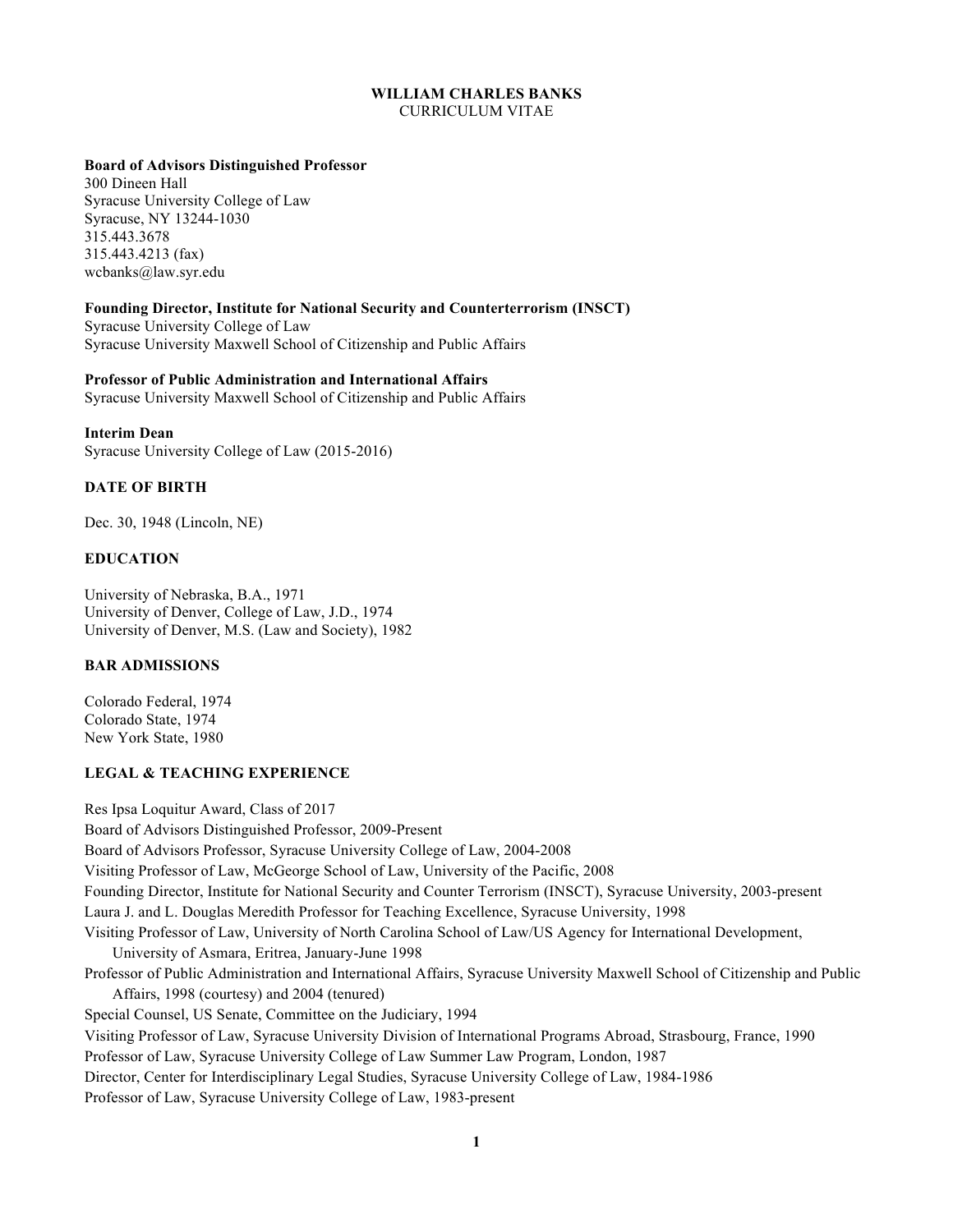# WILLIAM CHARLES BANKS

CURRICULUM VITAE

**Board of Advisors Distinguished Professor**
300 Dineen Hall
Syracuse University College of Law
Syracuse, NY 13244-1030
315.443.3678
315.443.4213 (fax)
wcbanks@law.syr.edu

**Founding Director, Institute for National Security and Counterterrorism (INSCT)**
Syracuse University College of Law
Syracuse University Maxwell School of Citizenship and Public Affairs

**Professor of Public Administration and International Affairs**
Syracuse University Maxwell School of Citizenship and Public Affairs

**Interim Dean**
Syracuse University College of Law (2015-2016)

## DATE OF BIRTH

Dec. 30, 1948 (Lincoln, NE)

## EDUCATION

University of Nebraska, B.A., 1971
University of Denver, College of Law, J.D., 1974
University of Denver, M.S. (Law and Society), 1982

## BAR ADMISSIONS

Colorado Federal, 1974
Colorado State, 1974
New York State, 1980

## LEGAL & TEACHING EXPERIENCE

Res Ipsa Loquitur Award, Class of 2017
Board of Advisors Distinguished Professor, 2009-Present
Board of Advisors Professor, Syracuse University College of Law, 2004-2008
Visiting Professor of Law, McGeorge School of Law, University of the Pacific, 2008
Founding Director, Institute for National Security and Counter Terrorism (INSCT), Syracuse University, 2003-present
Laura J. and L. Douglas Meredith Professor for Teaching Excellence, Syracuse University, 1998
Visiting Professor of Law, University of North Carolina School of Law/US Agency for International Development, University of Asmara, Eritrea, January-June 1998
Professor of Public Administration and International Affairs, Syracuse University Maxwell School of Citizenship and Public Affairs, 1998 (courtesy) and 2004 (tenured)
Special Counsel, US Senate, Committee on the Judiciary, 1994
Visiting Professor of Law, Syracuse University Division of International Programs Abroad, Strasbourg, France, 1990
Professor of Law, Syracuse University College of Law Summer Law Program, London, 1987
Director, Center for Interdisciplinary Legal Studies, Syracuse University College of Law, 1984-1986
Professor of Law, Syracuse University College of Law, 1983-present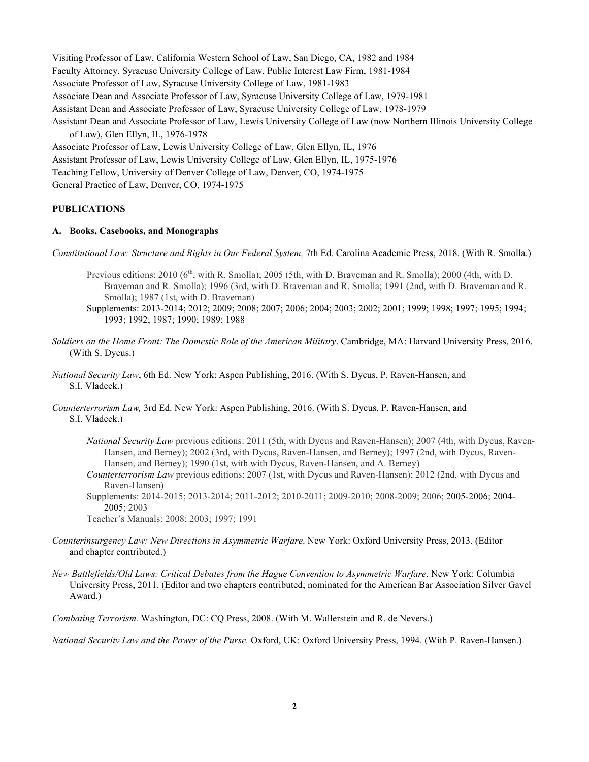Visiting Professor of Law, California Western School of Law, San Diego, CA, 1982 and 1984
Faculty Attorney, Syracuse University College of Law, Public Interest Law Firm, 1981-1984
Associate Professor of Law, Syracuse University College of Law, 1981-1983
Associate Dean and Associate Professor of Law, Syracuse University College of Law, 1979-1981
Assistant Dean and Associate Professor of Law, Syracuse University College of Law, 1978-1979
Assistant Dean and Associate Professor of Law, Lewis University College of Law (now Northern Illinois University College of Law), Glen Ellyn, IL, 1976-1978
Associate Professor of Law, Lewis University College of Law, Glen Ellyn, IL, 1976
Assistant Professor of Law, Lewis University College of Law, Glen Ellyn, IL, 1975-1976
Teaching Fellow, University of Denver College of Law, Denver, CO, 1974-1975
General Practice of Law, Denver, CO, 1974-1975

**PUBLICATIONS**

**A. Books, Casebooks, and Monographs**

*Constitutional Law: Structure and Rights in Our Federal System,* 7th Ed. Carolina Academic Press, 2018. (With R. Smolla.)

> Previous editions: 2010 (6th, with R. Smolla); 2005 (5th, with D. Braveman and R. Smolla); 2000 (4th, with D. Braveman and R. Smolla); 1996 (3rd, with D. Braveman and R. Smolla; 1991 (2nd, with D. Braveman and R. Smolla); 1987 (1st, with D. Braveman)
> Supplements: 2013-2014; 2012; 2009; 2008; 2007; 2006; 2004; 2003; 2002; 2001; 1999; 1998; 1997; 1995; 1994; 1993; 1992; 1987; 1990; 1989; 1988

*Soldiers on the Home Front: The Domestic Role of the American Military*. Cambridge, MA: Harvard University Press, 2016. (With S. Dycus.)

*National Security Law*, 6th Ed. New York: Aspen Publishing, 2016. (With S. Dycus, P. Raven-Hansen, and S.I. Vladeck.)

*Counterterrorism Law,* 3rd Ed. New York: Aspen Publishing, 2016. (With S. Dycus, P. Raven-Hansen, and S.I. Vladeck.)

> *National Security Law* previous editions: 2011 (5th, with Dycus and Raven-Hansen); 2007 (4th, with Dycus, Raven-Hansen, and Berney); 2002 (3rd, with Dycus, Raven-Hansen, and Berney); 1997 (2nd, with Dycus, Raven-Hansen, and Berney); 1990 (1st, with with Dycus, Raven-Hansen, and A. Berney)
> *Counterterrorism Law* previous editions: 2007 (1st, with Dycus and Raven-Hansen); 2012 (2nd, with Dycus and Raven-Hansen)
> Supplements: 2014-2015; 2013-2014; 2011-2012; 2010-2011; 2009-2010; 2008-2009; 2006; 2005-2006; 2004-2005; 2003
> Teacher's Manuals: 2008; 2003; 1997; 1991

*Counterinsurgency Law: New Directions in Asymmetric Warfare*. New York: Oxford University Press, 2013. (Editor and chapter contributed.)

*New Battlefields/Old Laws: Critical Debates from the Hague Convention to Asymmetric Warfare.* New York: Columbia University Press, 2011. (Editor and two chapters contributed; nominated for the American Bar Association Silver Gavel Award.)

*Combating Terrorism.* Washington, DC: CQ Press, 2008. (With M. Wallerstein and R. de Nevers.)

*National Security Law and the Power of the Purse.* Oxford, UK: Oxford University Press, 1994. (With P. Raven-Hansen.)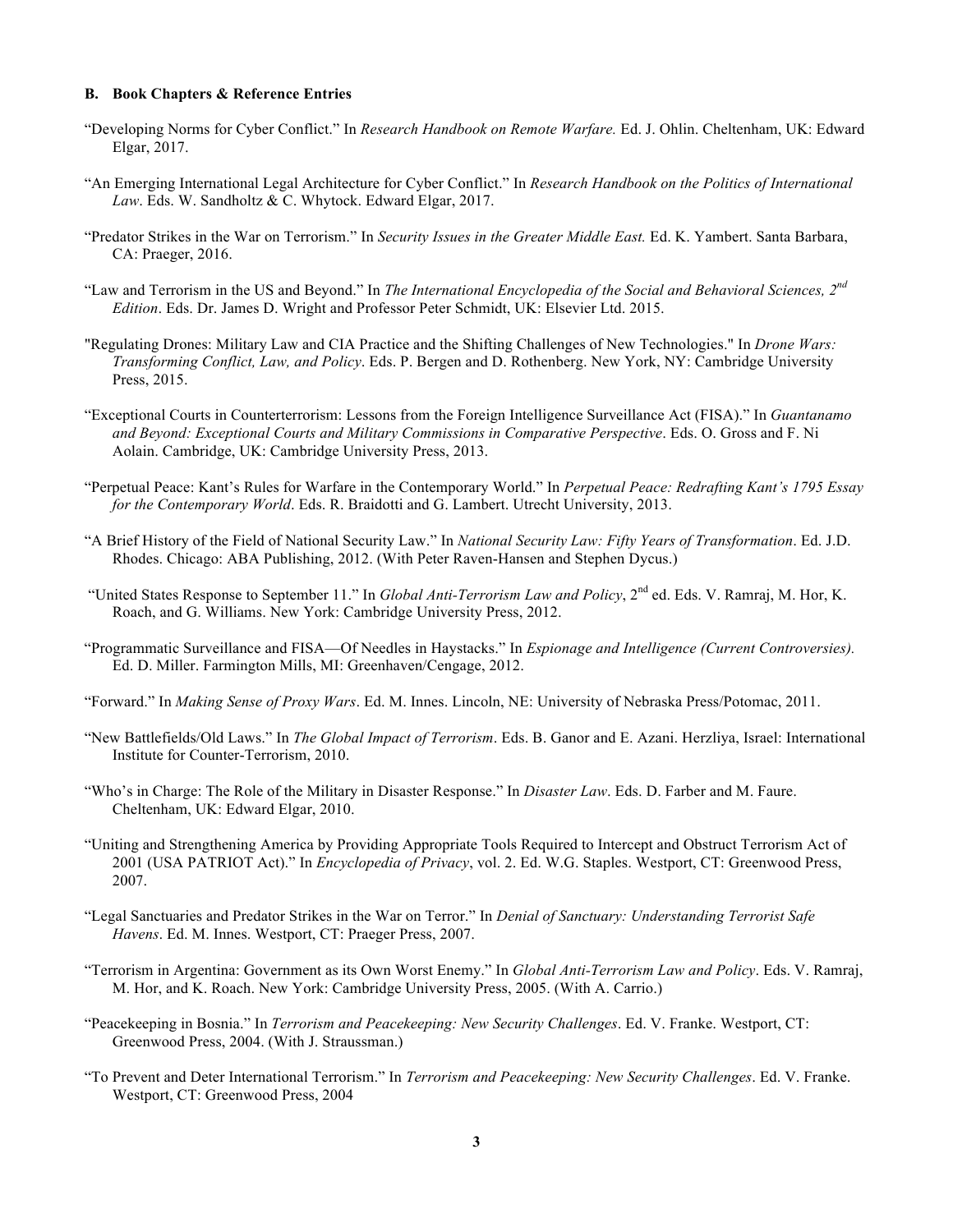### B. Book Chapters & Reference Entries

"Developing Norms for Cyber Conflict." In *Research Handbook on Remote Warfare.* Ed. J. Ohlin. Cheltenham, UK: Edward Elgar, 2017.

"An Emerging International Legal Architecture for Cyber Conflict." In *Research Handbook on the Politics of International Law*. Eds. W. Sandholtz & C. Whytock. Edward Elgar, 2017.

"Predator Strikes in the War on Terrorism." In *Security Issues in the Greater Middle East.* Ed. K. Yambert. Santa Barbara, CA: Praeger, 2016.

"Law and Terrorism in the US and Beyond." In *The International Encyclopedia of the Social and Behavioral Sciences, 2nd Edition*. Eds. Dr. James D. Wright and Professor Peter Schmidt, UK: Elsevier Ltd. 2015.

"Regulating Drones: Military Law and CIA Practice and the Shifting Challenges of New Technologies." In *Drone Wars: Transforming Conflict, Law, and Policy*. Eds. P. Bergen and D. Rothenberg. New York, NY: Cambridge University Press, 2015.

"Exceptional Courts in Counterterrorism: Lessons from the Foreign Intelligence Surveillance Act (FISA)." In *Guantanamo and Beyond: Exceptional Courts and Military Commissions in Comparative Perspective*. Eds. O. Gross and F. Ni Aolain. Cambridge, UK: Cambridge University Press, 2013.

"Perpetual Peace: Kant's Rules for Warfare in the Contemporary World." In *Perpetual Peace: Redrafting Kant's 1795 Essay for the Contemporary World*. Eds. R. Braidotti and G. Lambert. Utrecht University, 2013.

"A Brief History of the Field of National Security Law." In *National Security Law: Fifty Years of Transformation*. Ed. J.D. Rhodes. Chicago: ABA Publishing, 2012. (With Peter Raven-Hansen and Stephen Dycus.)

"United States Response to September 11." In *Global Anti-Terrorism Law and Policy*, 2nd ed. Eds. V. Ramraj, M. Hor, K. Roach, and G. Williams. New York: Cambridge University Press, 2012.

"Programmatic Surveillance and FISA—Of Needles in Haystacks." In *Espionage and Intelligence (Current Controversies).* Ed. D. Miller. Farmington Mills, MI: Greenhaven/Cengage, 2012.

"Forward." In *Making Sense of Proxy Wars*. Ed. M. Innes. Lincoln, NE: University of Nebraska Press/Potomac, 2011.

"New Battlefields/Old Laws." In *The Global Impact of Terrorism*. Eds. B. Ganor and E. Azani. Herzliya, Israel: International Institute for Counter-Terrorism, 2010.

"Who's in Charge: The Role of the Military in Disaster Response." In *Disaster Law*. Eds. D. Farber and M. Faure. Cheltenham, UK: Edward Elgar, 2010.

"Uniting and Strengthening America by Providing Appropriate Tools Required to Intercept and Obstruct Terrorism Act of 2001 (USA PATRIOT Act)." In *Encyclopedia of Privacy*, vol. 2. Ed. W.G. Staples. Westport, CT: Greenwood Press, 2007.

"Legal Sanctuaries and Predator Strikes in the War on Terror." In *Denial of Sanctuary: Understanding Terrorist Safe Havens*. Ed. M. Innes. Westport, CT: Praeger Press, 2007.

"Terrorism in Argentina: Government as its Own Worst Enemy." In *Global Anti-Terrorism Law and Policy*. Eds. V. Ramraj, M. Hor, and K. Roach. New York: Cambridge University Press, 2005. (With A. Carrio.)

"Peacekeeping in Bosnia." In *Terrorism and Peacekeeping: New Security Challenges*. Ed. V. Franke. Westport, CT: Greenwood Press, 2004. (With J. Straussman.)

"To Prevent and Deter International Terrorism." In *Terrorism and Peacekeeping: New Security Challenges*. Ed. V. Franke. Westport, CT: Greenwood Press, 2004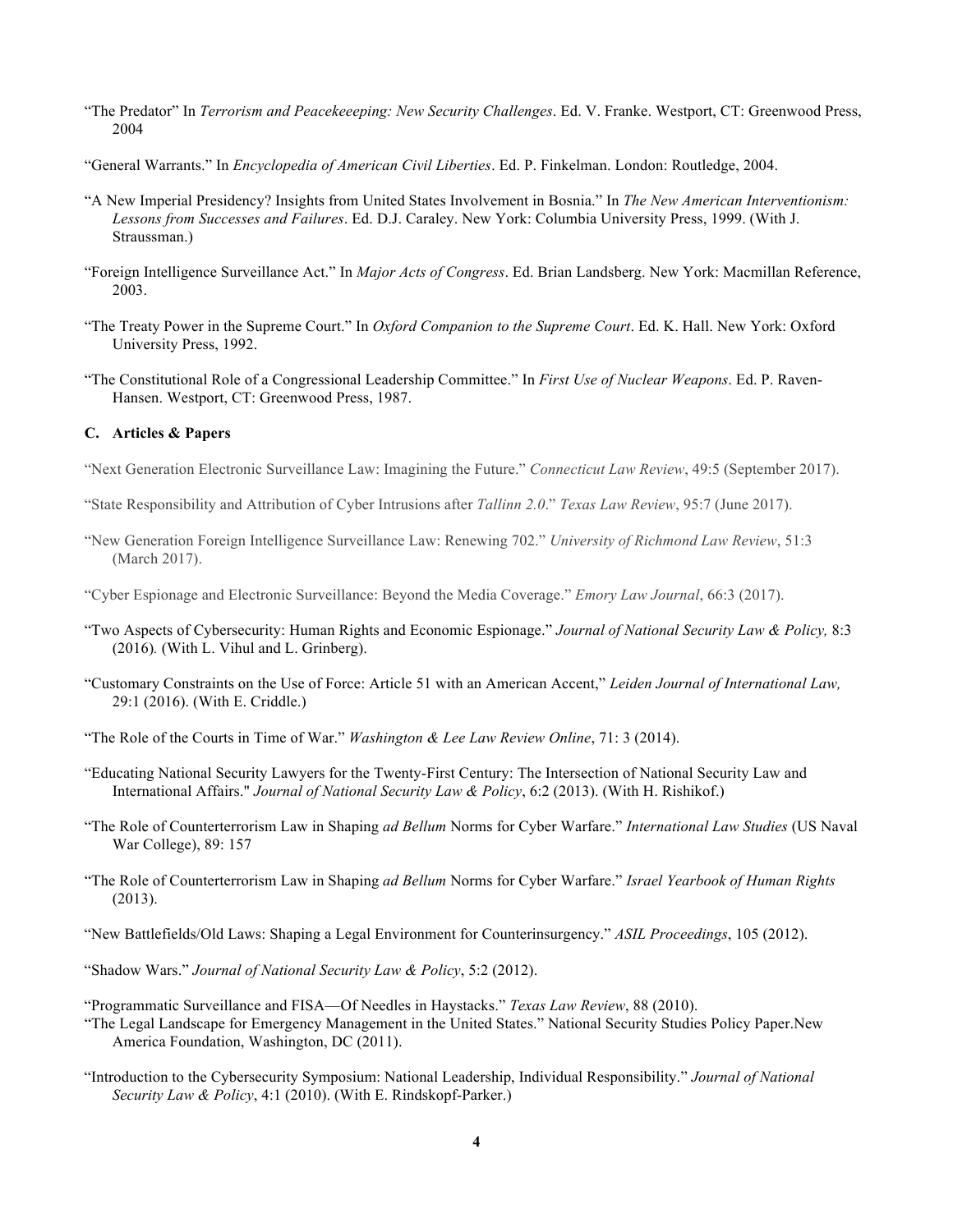"The Predator" In *Terrorism and Peacekeeeping: New Security Challenges*. Ed. V. Franke. Westport, CT: Greenwood Press, 2004

"General Warrants." In *Encyclopedia of American Civil Liberties*. Ed. P. Finkelman. London: Routledge, 2004.

"A New Imperial Presidency? Insights from United States Involvement in Bosnia." In *The New American Interventionism: Lessons from Successes and Failures*. Ed. D.J. Caraley. New York: Columbia University Press, 1999. (With J. Straussman.)

"Foreign Intelligence Surveillance Act." In *Major Acts of Congress*. Ed. Brian Landsberg. New York: Macmillan Reference, 2003.

"The Treaty Power in the Supreme Court." In *Oxford Companion to the Supreme Court*. Ed. K. Hall. New York: Oxford University Press, 1992.

"The Constitutional Role of a Congressional Leadership Committee." In *First Use of Nuclear Weapons*. Ed. P. Raven-Hansen. Westport, CT: Greenwood Press, 1987.

### C. Articles & Papers

"Next Generation Electronic Surveillance Law: Imagining the Future." *Connecticut Law Review*, 49:5 (September 2017).

"State Responsibility and Attribution of Cyber Intrusions after *Tallinn 2.0*." *Texas Law Review*, 95:7 (June 2017).

"New Generation Foreign Intelligence Surveillance Law: Renewing 702." *University of Richmond Law Review*, 51:3 (March 2017).

"Cyber Espionage and Electronic Surveillance: Beyond the Media Coverage." *Emory Law Journal*, 66:3 (2017).

"Two Aspects of Cybersecurity: Human Rights and Economic Espionage." *Journal of National Security Law & Policy,* 8:3 (2016)*.* (With L. Vihul and L. Grinberg).

"Customary Constraints on the Use of Force: Article 51 with an American Accent," *Leiden Journal of International Law,* 29:1 (2016). (With E. Criddle.)

"The Role of the Courts in Time of War." *Washington & Lee Law Review Online*, 71: 3 (2014).

"Educating National Security Lawyers for the Twenty-First Century: The Intersection of National Security Law and International Affairs." *Journal of National Security Law & Policy*, 6:2 (2013). (With H. Rishikof.)

"The Role of Counterterrorism Law in Shaping *ad Bellum* Norms for Cyber Warfare." *International Law Studies* (US Naval War College), 89: 157

"The Role of Counterterrorism Law in Shaping *ad Bellum* Norms for Cyber Warfare." *Israel Yearbook of Human Rights* (2013).

"New Battlefields/Old Laws: Shaping a Legal Environment for Counterinsurgency." *ASIL Proceedings*, 105 (2012).

"Shadow Wars." *Journal of National Security Law & Policy*, 5:2 (2012).

"Programmatic Surveillance and FISA—Of Needles in Haystacks." *Texas Law Review*, 88 (2010).

"The Legal Landscape for Emergency Management in the United States." National Security Studies Policy Paper.New America Foundation, Washington, DC (2011).

"Introduction to the Cybersecurity Symposium: National Leadership, Individual Responsibility." *Journal of National Security Law & Policy*, 4:1 (2010). (With E. Rindskopf-Parker.)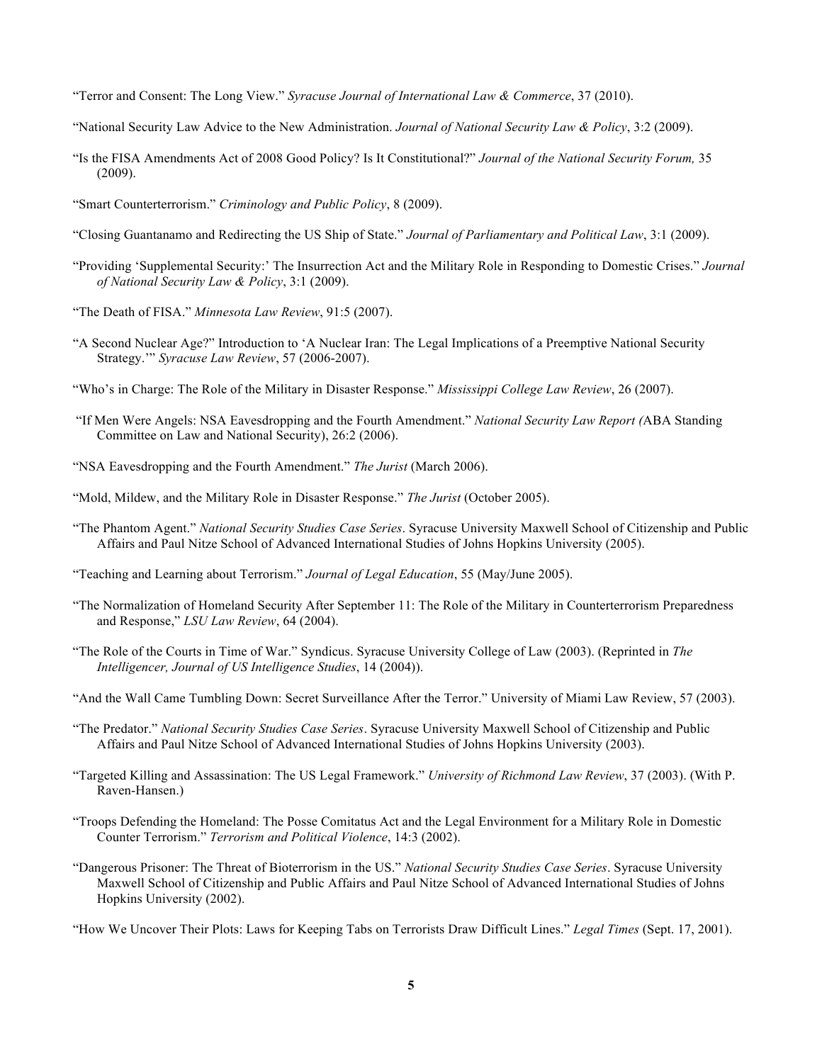"Terror and Consent: The Long View." *Syracuse Journal of International Law & Commerce*, 37 (2010).

"National Security Law Advice to the New Administration. *Journal of National Security Law & Policy*, 3:2 (2009).

"Is the FISA Amendments Act of 2008 Good Policy? Is It Constitutional?" *Journal of the National Security Forum,* 35 (2009).

"Smart Counterterrorism." *Criminology and Public Policy*, 8 (2009).

"Closing Guantanamo and Redirecting the US Ship of State." *Journal of Parliamentary and Political Law*, 3:1 (2009).

"Providing 'Supplemental Security:' The Insurrection Act and the Military Role in Responding to Domestic Crises." *Journal of National Security Law & Policy*, 3:1 (2009).

"The Death of FISA." *Minnesota Law Review*, 91:5 (2007).

"A Second Nuclear Age?" Introduction to 'A Nuclear Iran: The Legal Implications of a Preemptive National Security Strategy.'" *Syracuse Law Review*, 57 (2006-2007).

"Who's in Charge: The Role of the Military in Disaster Response." *Mississippi College Law Review*, 26 (2007).

"If Men Were Angels: NSA Eavesdropping and the Fourth Amendment." *National Security Law Report (*ABA Standing Committee on Law and National Security), 26:2 (2006).

"NSA Eavesdropping and the Fourth Amendment." *The Jurist* (March 2006).

"Mold, Mildew, and the Military Role in Disaster Response." *The Jurist* (October 2005).

"The Phantom Agent." *National Security Studies Case Series*. Syracuse University Maxwell School of Citizenship and Public Affairs and Paul Nitze School of Advanced International Studies of Johns Hopkins University (2005).

"Teaching and Learning about Terrorism." *Journal of Legal Education*, 55 (May/June 2005).

"The Normalization of Homeland Security After September 11: The Role of the Military in Counterterrorism Preparedness and Response," *LSU Law Review*, 64 (2004).

"The Role of the Courts in Time of War." Syndicus. Syracuse University College of Law (2003). (Reprinted in *The Intelligencer, Journal of US Intelligence Studies*, 14 (2004)).

"And the Wall Came Tumbling Down: Secret Surveillance After the Terror." University of Miami Law Review, 57 (2003).

"The Predator." *National Security Studies Case Series*. Syracuse University Maxwell School of Citizenship and Public Affairs and Paul Nitze School of Advanced International Studies of Johns Hopkins University (2003).

"Targeted Killing and Assassination: The US Legal Framework." *University of Richmond Law Review*, 37 (2003). (With P. Raven-Hansen.)

"Troops Defending the Homeland: The Posse Comitatus Act and the Legal Environment for a Military Role in Domestic Counter Terrorism." *Terrorism and Political Violence*, 14:3 (2002).

"Dangerous Prisoner: The Threat of Bioterrorism in the US." *National Security Studies Case Series*. Syracuse University Maxwell School of Citizenship and Public Affairs and Paul Nitze School of Advanced International Studies of Johns Hopkins University (2002).

"How We Uncover Their Plots: Laws for Keeping Tabs on Terrorists Draw Difficult Lines." *Legal Times* (Sept. 17, 2001).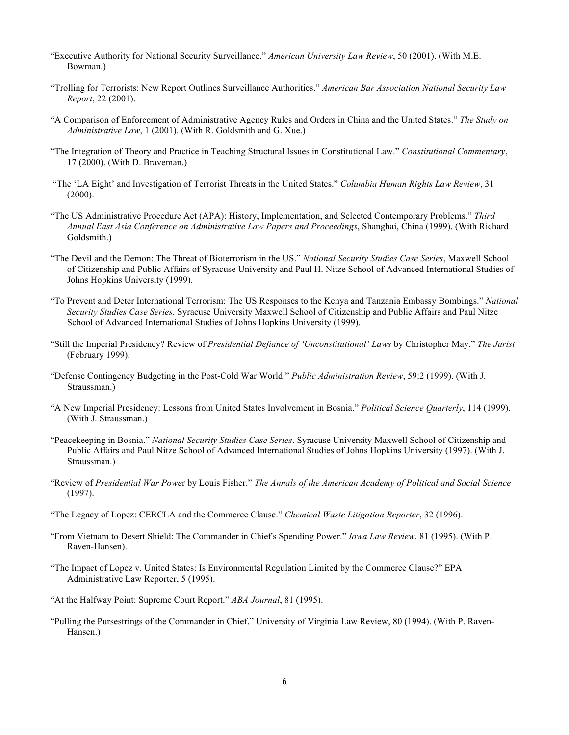"Executive Authority for National Security Surveillance." *American University Law Review*, 50 (2001). (With M.E. Bowman.)

"Trolling for Terrorists: New Report Outlines Surveillance Authorities." *American Bar Association National Security Law Report*, 22 (2001).

"A Comparison of Enforcement of Administrative Agency Rules and Orders in China and the United States." *The Study on Administrative Law*, 1 (2001). (With R. Goldsmith and G. Xue.)

"The Integration of Theory and Practice in Teaching Structural Issues in Constitutional Law." *Constitutional Commentary*, 17 (2000). (With D. Braveman.)

"The 'LA Eight' and Investigation of Terrorist Threats in the United States." *Columbia Human Rights Law Review*, 31 (2000).

"The US Administrative Procedure Act (APA): History, Implementation, and Selected Contemporary Problems." *Third Annual East Asia Conference on Administrative Law Papers and Proceedings*, Shanghai, China (1999). (With Richard Goldsmith.)

"The Devil and the Demon: The Threat of Bioterrorism in the US." *National Security Studies Case Series*, Maxwell School of Citizenship and Public Affairs of Syracuse University and Paul H. Nitze School of Advanced International Studies of Johns Hopkins University (1999).

"To Prevent and Deter International Terrorism: The US Responses to the Kenya and Tanzania Embassy Bombings." *National Security Studies Case Series*. Syracuse University Maxwell School of Citizenship and Public Affairs and Paul Nitze School of Advanced International Studies of Johns Hopkins University (1999).

"Still the Imperial Presidency? Review of *Presidential Defiance of 'Unconstitutional' Laws* by Christopher May." *The Jurist* (February 1999).

"Defense Contingency Budgeting in the Post-Cold War World." *Public Administration Review*, 59:2 (1999). (With J. Straussman.)

"A New Imperial Presidency: Lessons from United States Involvement in Bosnia." *Political Science Quarterly*, 114 (1999). (With J. Straussman.)

"Peacekeeping in Bosnia." *National Security Studies Case Series*. Syracuse University Maxwell School of Citizenship and Public Affairs and Paul Nitze School of Advanced International Studies of Johns Hopkins University (1997). (With J. Straussman.)

"Review of *Presidential War Power* by Louis Fisher." *The Annals of the American Academy of Political and Social Science* (1997).

"The Legacy of Lopez: CERCLA and the Commerce Clause." *Chemical Waste Litigation Reporter*, 32 (1996).

"From Vietnam to Desert Shield: The Commander in Chief's Spending Power." *Iowa Law Review*, 81 (1995). (With P. Raven-Hansen).

"The Impact of Lopez v. United States: Is Environmental Regulation Limited by the Commerce Clause?" EPA Administrative Law Reporter, 5 (1995).

"At the Halfway Point: Supreme Court Report." *ABA Journal*, 81 (1995).

"Pulling the Pursestrings of the Commander in Chief." University of Virginia Law Review, 80 (1994). (With P. Raven-Hansen.)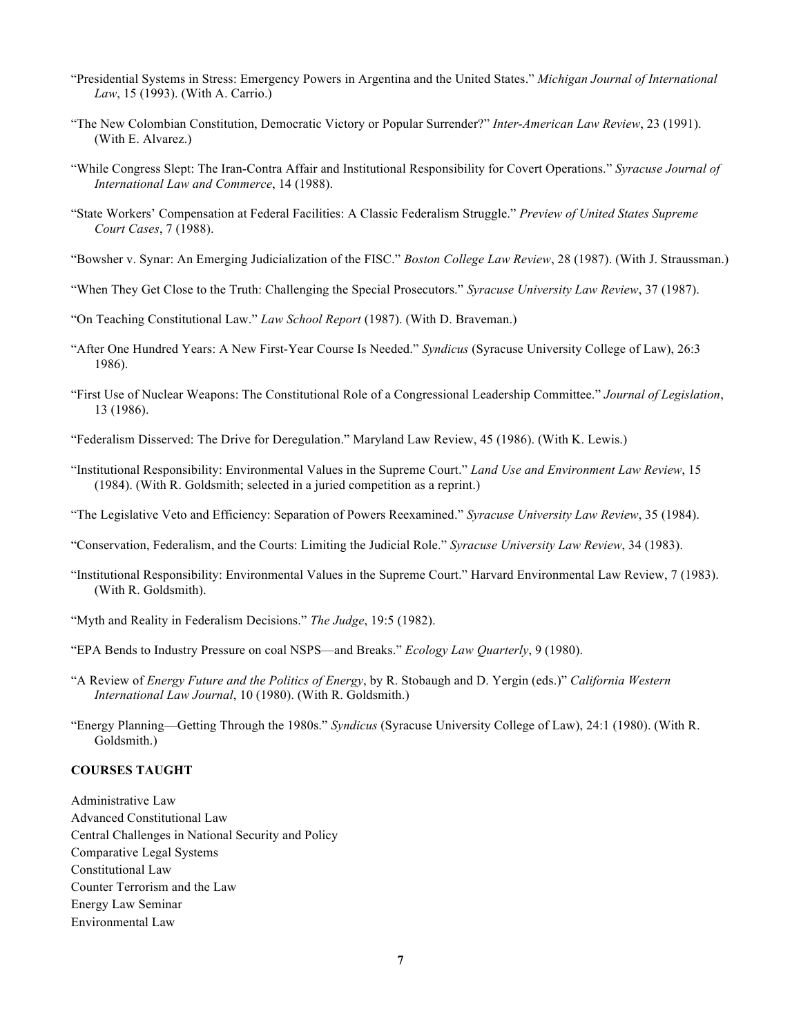"Presidential Systems in Stress: Emergency Powers in Argentina and the United States." *Michigan Journal of International Law*, 15 (1993). (With A. Carrio.)

"The New Colombian Constitution, Democratic Victory or Popular Surrender?" *Inter-American Law Review*, 23 (1991). (With E. Alvarez.)

"While Congress Slept: The Iran-Contra Affair and Institutional Responsibility for Covert Operations." *Syracuse Journal of International Law and Commerce*, 14 (1988).

"State Workers' Compensation at Federal Facilities: A Classic Federalism Struggle." *Preview of United States Supreme Court Cases*, 7 (1988).

"Bowsher v. Synar: An Emerging Judicialization of the FISC." *Boston College Law Review*, 28 (1987). (With J. Straussman.)

"When They Get Close to the Truth: Challenging the Special Prosecutors." *Syracuse University Law Review*, 37 (1987).

"On Teaching Constitutional Law." *Law School Report* (1987). (With D. Braveman.)

"After One Hundred Years: A New First-Year Course Is Needed." *Syndicus* (Syracuse University College of Law), 26:3 1986).

"First Use of Nuclear Weapons: The Constitutional Role of a Congressional Leadership Committee." *Journal of Legislation*, 13 (1986).

"Federalism Disserved: The Drive for Deregulation." Maryland Law Review, 45 (1986). (With K. Lewis.)

"Institutional Responsibility: Environmental Values in the Supreme Court." *Land Use and Environment Law Review*, 15 (1984). (With R. Goldsmith; selected in a juried competition as a reprint.)

"The Legislative Veto and Efficiency: Separation of Powers Reexamined." *Syracuse University Law Review*, 35 (1984).

"Conservation, Federalism, and the Courts: Limiting the Judicial Role." *Syracuse University Law Review*, 34 (1983).

"Institutional Responsibility: Environmental Values in the Supreme Court." Harvard Environmental Law Review, 7 (1983). (With R. Goldsmith).

"Myth and Reality in Federalism Decisions." *The Judge*, 19:5 (1982).

"EPA Bends to Industry Pressure on coal NSPS—and Breaks." *Ecology Law Quarterly*, 9 (1980).

"A Review of *Energy Future and the Politics of Energy*, by R. Stobaugh and D. Yergin (eds.)" *California Western International Law Journal*, 10 (1980). (With R. Goldsmith.)

"Energy Planning—Getting Through the 1980s." *Syndicus* (Syracuse University College of Law), 24:1 (1980). (With R. Goldsmith.)

**COURSES TAUGHT**

Administrative Law
Advanced Constitutional Law
Central Challenges in National Security and Policy
Comparative Legal Systems
Constitutional Law
Counter Terrorism and the Law
Energy Law Seminar
Environmental Law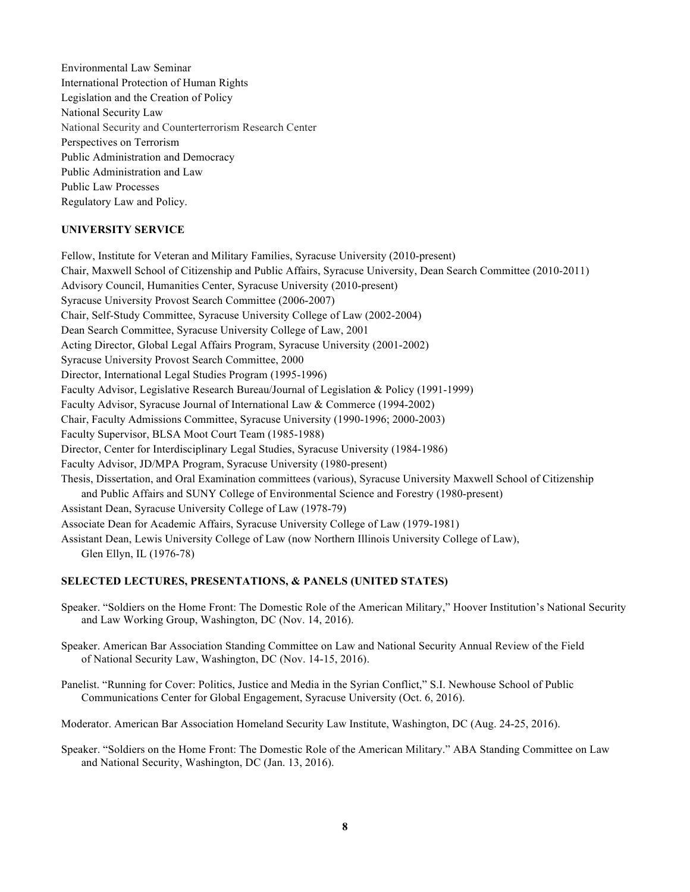Environmental Law Seminar
International Protection of Human Rights
Legislation and the Creation of Policy
National Security Law
National Security and Counterterrorism Research Center
Perspectives on Terrorism
Public Administration and Democracy
Public Administration and Law
Public Law Processes
Regulatory Law and Policy.

**UNIVERSITY SERVICE**

Fellow, Institute for Veteran and Military Families, Syracuse University (2010-present)
Chair, Maxwell School of Citizenship and Public Affairs, Syracuse University, Dean Search Committee (2010-2011)
Advisory Council, Humanities Center, Syracuse University (2010-present)
Syracuse University Provost Search Committee (2006-2007)
Chair, Self-Study Committee, Syracuse University College of Law (2002-2004)
Dean Search Committee, Syracuse University College of Law, 2001
Acting Director, Global Legal Affairs Program, Syracuse University (2001-2002)
Syracuse University Provost Search Committee, 2000
Director, International Legal Studies Program (1995-1996)
Faculty Advisor, Legislative Research Bureau/Journal of Legislation & Policy (1991-1999)
Faculty Advisor, Syracuse Journal of International Law & Commerce (1994-2002)
Chair, Faculty Admissions Committee, Syracuse University (1990-1996; 2000-2003)
Faculty Supervisor, BLSA Moot Court Team (1985-1988)
Director, Center for Interdisciplinary Legal Studies, Syracuse University (1984-1986)
Faculty Advisor, JD/MPA Program, Syracuse University (1980-present)
Thesis, Dissertation, and Oral Examination committees (various), Syracuse University Maxwell School of Citizenship and Public Affairs and SUNY College of Environmental Science and Forestry (1980-present)
Assistant Dean, Syracuse University College of Law (1978-79)
Associate Dean for Academic Affairs, Syracuse University College of Law (1979-1981)
Assistant Dean, Lewis University College of Law (now Northern Illinois University College of Law), Glen Ellyn, IL (1976-78)

**SELECTED LECTURES, PRESENTATIONS, & PANELS (UNITED STATES)**

Speaker. "Soldiers on the Home Front: The Domestic Role of the American Military," Hoover Institution's National Security and Law Working Group, Washington, DC (Nov. 14, 2016).

Speaker. American Bar Association Standing Committee on Law and National Security Annual Review of the Field of National Security Law, Washington, DC (Nov. 14-15, 2016).

Panelist. "Running for Cover: Politics, Justice and Media in the Syrian Conflict," S.I. Newhouse School of Public Communications Center for Global Engagement, Syracuse University (Oct. 6, 2016).

Moderator. American Bar Association Homeland Security Law Institute, Washington, DC (Aug. 24-25, 2016).

Speaker. "Soldiers on the Home Front: The Domestic Role of the American Military." ABA Standing Committee on Law and National Security, Washington, DC (Jan. 13, 2016).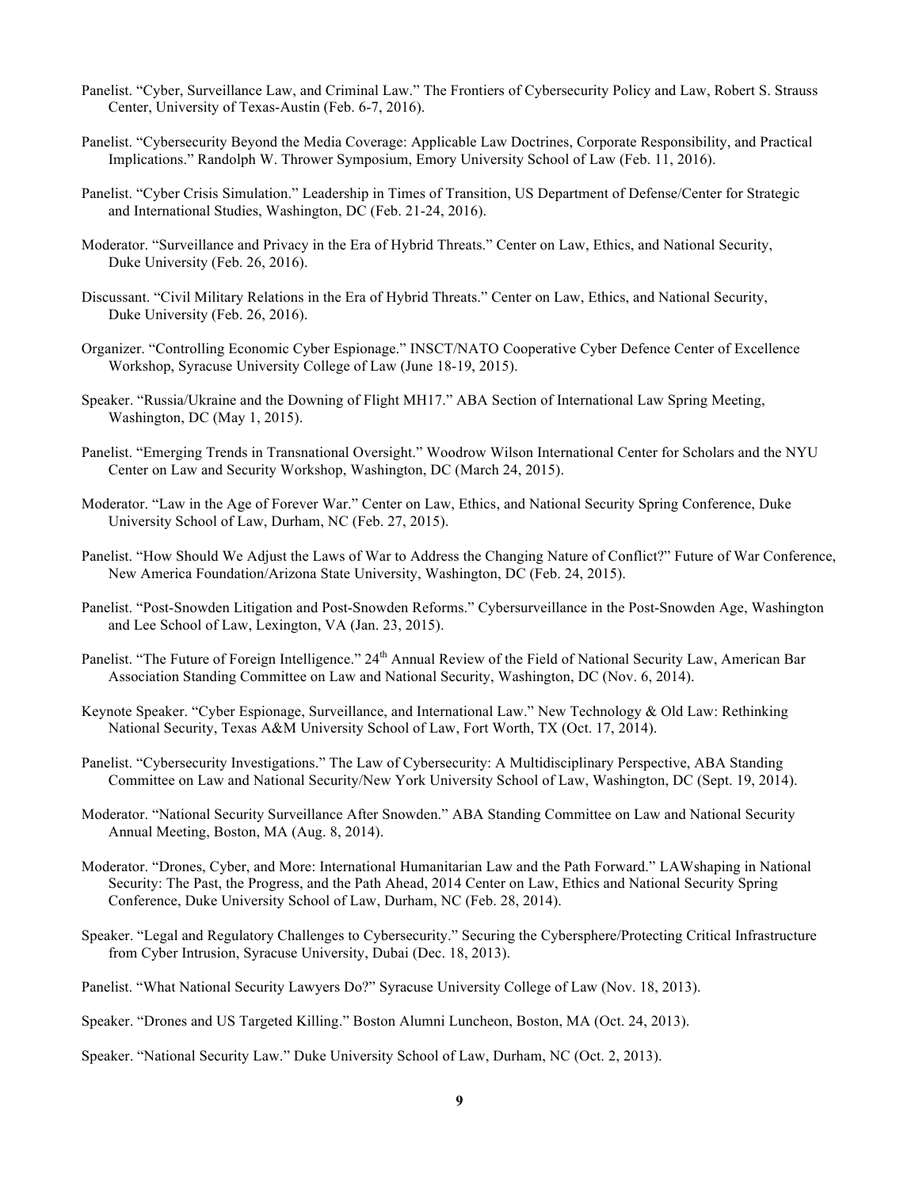Panelist. "Cyber, Surveillance Law, and Criminal Law." The Frontiers of Cybersecurity Policy and Law, Robert S. Strauss Center, University of Texas-Austin (Feb. 6-7, 2016).

Panelist. "Cybersecurity Beyond the Media Coverage: Applicable Law Doctrines, Corporate Responsibility, and Practical Implications." Randolph W. Thrower Symposium, Emory University School of Law (Feb. 11, 2016).

Panelist. "Cyber Crisis Simulation." Leadership in Times of Transition, US Department of Defense/Center for Strategic and International Studies, Washington, DC (Feb. 21-24, 2016).

Moderator. "Surveillance and Privacy in the Era of Hybrid Threats." Center on Law, Ethics, and National Security, Duke University (Feb. 26, 2016).

Discussant. "Civil Military Relations in the Era of Hybrid Threats." Center on Law, Ethics, and National Security, Duke University (Feb. 26, 2016).

Organizer. "Controlling Economic Cyber Espionage." INSCT/NATO Cooperative Cyber Defence Center of Excellence Workshop, Syracuse University College of Law (June 18-19, 2015).

Speaker. "Russia/Ukraine and the Downing of Flight MH17." ABA Section of International Law Spring Meeting, Washington, DC (May 1, 2015).

Panelist. "Emerging Trends in Transnational Oversight." Woodrow Wilson International Center for Scholars and the NYU Center on Law and Security Workshop, Washington, DC (March 24, 2015).

Moderator. "Law in the Age of Forever War." Center on Law, Ethics, and National Security Spring Conference, Duke University School of Law, Durham, NC (Feb. 27, 2015).

Panelist. "How Should We Adjust the Laws of War to Address the Changing Nature of Conflict?" Future of War Conference, New America Foundation/Arizona State University, Washington, DC (Feb. 24, 2015).

Panelist. "Post-Snowden Litigation and Post-Snowden Reforms." Cybersurveillance in the Post-Snowden Age, Washington and Lee School of Law, Lexington, VA (Jan. 23, 2015).

Panelist. "The Future of Foreign Intelligence." 24th Annual Review of the Field of National Security Law, American Bar Association Standing Committee on Law and National Security, Washington, DC (Nov. 6, 2014).

Keynote Speaker. "Cyber Espionage, Surveillance, and International Law." New Technology & Old Law: Rethinking National Security, Texas A&M University School of Law, Fort Worth, TX (Oct. 17, 2014).

Panelist. "Cybersecurity Investigations." The Law of Cybersecurity: A Multidisciplinary Perspective, ABA Standing Committee on Law and National Security/New York University School of Law, Washington, DC (Sept. 19, 2014).

Moderator. "National Security Surveillance After Snowden." ABA Standing Committee on Law and National Security Annual Meeting, Boston, MA (Aug. 8, 2014).

Moderator. "Drones, Cyber, and More: International Humanitarian Law and the Path Forward." LAWshaping in National Security: The Past, the Progress, and the Path Ahead, 2014 Center on Law, Ethics and National Security Spring Conference, Duke University School of Law, Durham, NC (Feb. 28, 2014).

Speaker. "Legal and Regulatory Challenges to Cybersecurity." Securing the Cybersphere/Protecting Critical Infrastructure from Cyber Intrusion, Syracuse University, Dubai (Dec. 18, 2013).

Panelist. "What National Security Lawyers Do?" Syracuse University College of Law (Nov. 18, 2013).

Speaker. "Drones and US Targeted Killing." Boston Alumni Luncheon, Boston, MA (Oct. 24, 2013).

Speaker. "National Security Law." Duke University School of Law, Durham, NC (Oct. 2, 2013).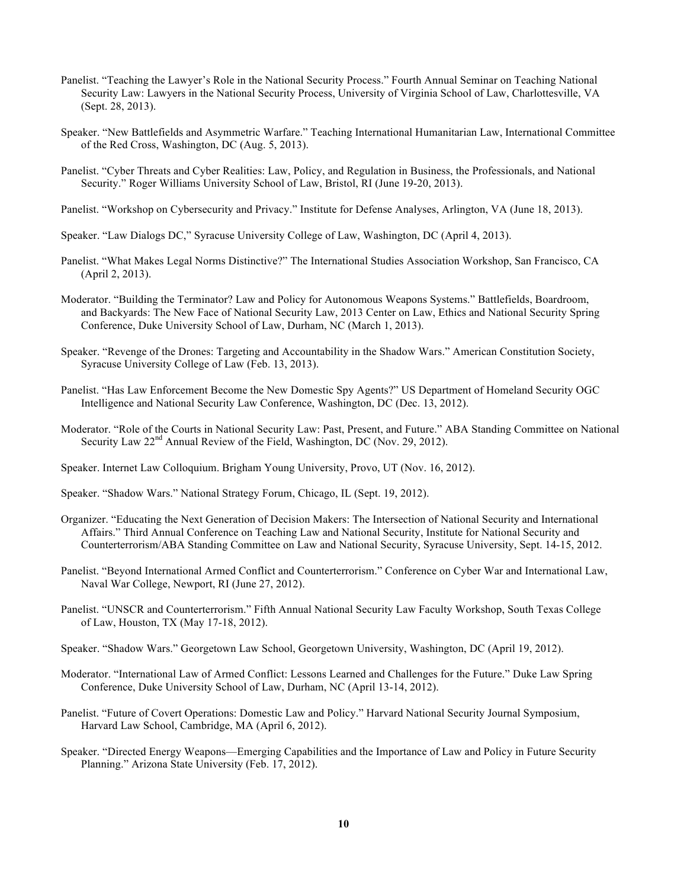Panelist. "Teaching the Lawyer's Role in the National Security Process." Fourth Annual Seminar on Teaching National Security Law: Lawyers in the National Security Process, University of Virginia School of Law, Charlottesville, VA (Sept. 28, 2013).

Speaker. "New Battlefields and Asymmetric Warfare." Teaching International Humanitarian Law, International Committee of the Red Cross, Washington, DC (Aug. 5, 2013).

Panelist. "Cyber Threats and Cyber Realities: Law, Policy, and Regulation in Business, the Professionals, and National Security." Roger Williams University School of Law, Bristol, RI (June 19-20, 2013).

Panelist. "Workshop on Cybersecurity and Privacy." Institute for Defense Analyses, Arlington, VA (June 18, 2013).

Speaker. "Law Dialogs DC," Syracuse University College of Law, Washington, DC (April 4, 2013).

Panelist. "What Makes Legal Norms Distinctive?" The International Studies Association Workshop, San Francisco, CA (April 2, 2013).

Moderator. "Building the Terminator? Law and Policy for Autonomous Weapons Systems." Battlefields, Boardroom, and Backyards: The New Face of National Security Law, 2013 Center on Law, Ethics and National Security Spring Conference, Duke University School of Law, Durham, NC (March 1, 2013).

Speaker. "Revenge of the Drones: Targeting and Accountability in the Shadow Wars." American Constitution Society, Syracuse University College of Law (Feb. 13, 2013).

Panelist. "Has Law Enforcement Become the New Domestic Spy Agents?" US Department of Homeland Security OGC Intelligence and National Security Law Conference, Washington, DC (Dec. 13, 2012).

Moderator. "Role of the Courts in National Security Law: Past, Present, and Future." ABA Standing Committee on National Security Law 22nd Annual Review of the Field, Washington, DC (Nov. 29, 2012).

Speaker. Internet Law Colloquium. Brigham Young University, Provo, UT (Nov. 16, 2012).

Speaker. "Shadow Wars." National Strategy Forum, Chicago, IL (Sept. 19, 2012).

Organizer. "Educating the Next Generation of Decision Makers: The Intersection of National Security and International Affairs." Third Annual Conference on Teaching Law and National Security, Institute for National Security and Counterterrorism/ABA Standing Committee on Law and National Security, Syracuse University, Sept. 14-15, 2012.

Panelist. "Beyond International Armed Conflict and Counterterrorism." Conference on Cyber War and International Law, Naval War College, Newport, RI (June 27, 2012).

Panelist. "UNSCR and Counterterrorism." Fifth Annual National Security Law Faculty Workshop, South Texas College of Law, Houston, TX (May 17-18, 2012).

Speaker. "Shadow Wars." Georgetown Law School, Georgetown University, Washington, DC (April 19, 2012).

Moderator. "International Law of Armed Conflict: Lessons Learned and Challenges for the Future." Duke Law Spring Conference, Duke University School of Law, Durham, NC (April 13-14, 2012).

Panelist. "Future of Covert Operations: Domestic Law and Policy." Harvard National Security Journal Symposium, Harvard Law School, Cambridge, MA (April 6, 2012).

Speaker. "Directed Energy Weapons—Emerging Capabilities and the Importance of Law and Policy in Future Security Planning." Arizona State University (Feb. 17, 2012).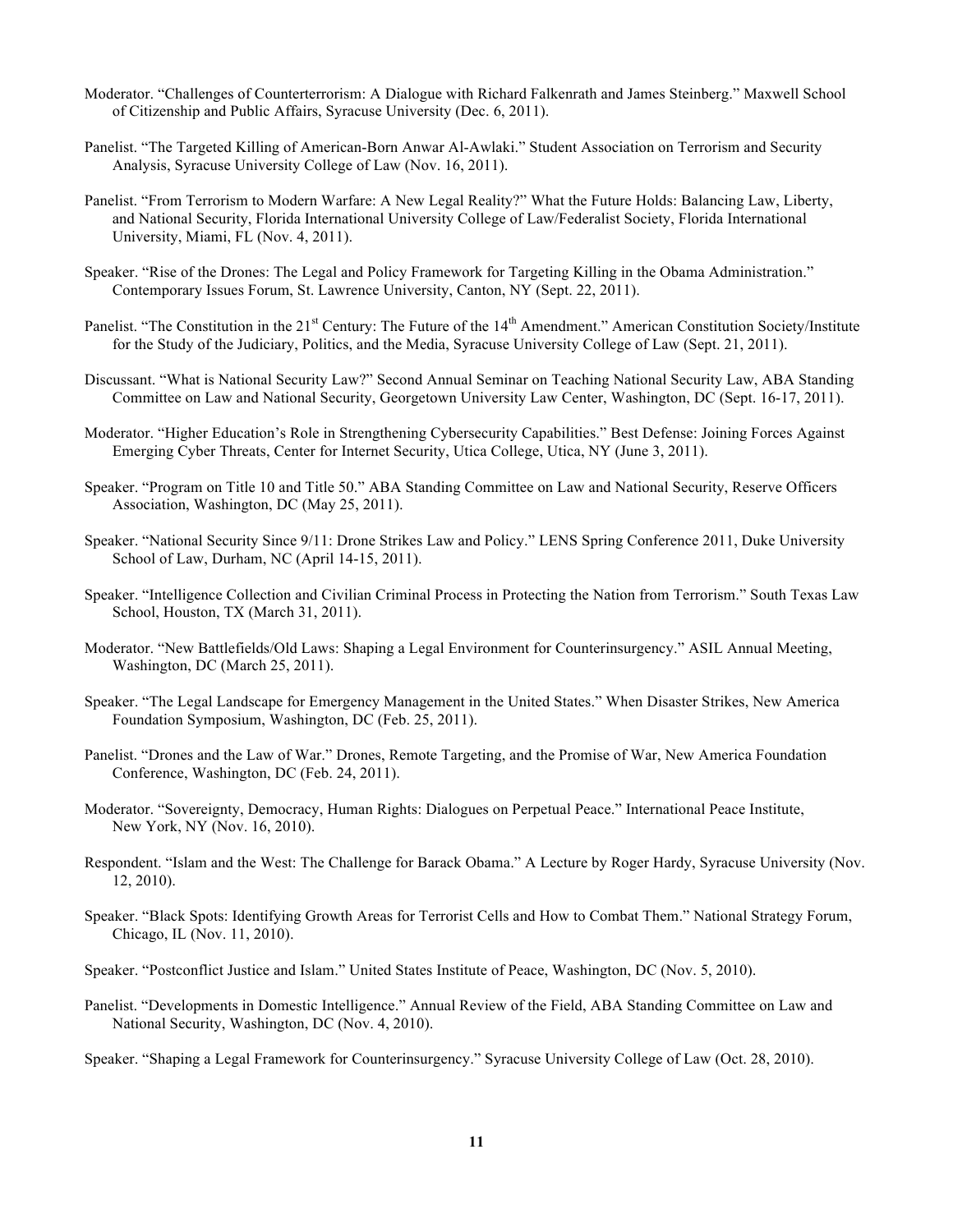Moderator. "Challenges of Counterterrorism: A Dialogue with Richard Falkenrath and James Steinberg." Maxwell School of Citizenship and Public Affairs, Syracuse University (Dec. 6, 2011).

Panelist. "The Targeted Killing of American-Born Anwar Al-Awlaki." Student Association on Terrorism and Security Analysis, Syracuse University College of Law (Nov. 16, 2011).

Panelist. "From Terrorism to Modern Warfare: A New Legal Reality?" What the Future Holds: Balancing Law, Liberty, and National Security, Florida International University College of Law/Federalist Society, Florida International University, Miami, FL (Nov. 4, 2011).

Speaker. "Rise of the Drones: The Legal and Policy Framework for Targeting Killing in the Obama Administration." Contemporary Issues Forum, St. Lawrence University, Canton, NY (Sept. 22, 2011).

Panelist. "The Constitution in the 21st Century: The Future of the 14th Amendment." American Constitution Society/Institute for the Study of the Judiciary, Politics, and the Media, Syracuse University College of Law (Sept. 21, 2011).

Discussant. "What is National Security Law?" Second Annual Seminar on Teaching National Security Law, ABA Standing Committee on Law and National Security, Georgetown University Law Center, Washington, DC (Sept. 16-17, 2011).

Moderator. "Higher Education's Role in Strengthening Cybersecurity Capabilities." Best Defense: Joining Forces Against Emerging Cyber Threats, Center for Internet Security, Utica College, Utica, NY (June 3, 2011).

Speaker. "Program on Title 10 and Title 50." ABA Standing Committee on Law and National Security, Reserve Officers Association, Washington, DC (May 25, 2011).

Speaker. "National Security Since 9/11: Drone Strikes Law and Policy." LENS Spring Conference 2011, Duke University School of Law, Durham, NC (April 14-15, 2011).

Speaker. "Intelligence Collection and Civilian Criminal Process in Protecting the Nation from Terrorism." South Texas Law School, Houston, TX (March 31, 2011).

Moderator. "New Battlefields/Old Laws: Shaping a Legal Environment for Counterinsurgency." ASIL Annual Meeting, Washington, DC (March 25, 2011).

Speaker. "The Legal Landscape for Emergency Management in the United States." When Disaster Strikes, New America Foundation Symposium, Washington, DC (Feb. 25, 2011).

Panelist. "Drones and the Law of War." Drones, Remote Targeting, and the Promise of War, New America Foundation Conference, Washington, DC (Feb. 24, 2011).

Moderator. "Sovereignty, Democracy, Human Rights: Dialogues on Perpetual Peace." International Peace Institute, New York, NY (Nov. 16, 2010).

Respondent. "Islam and the West: The Challenge for Barack Obama." A Lecture by Roger Hardy, Syracuse University (Nov. 12, 2010).

Speaker. "Black Spots: Identifying Growth Areas for Terrorist Cells and How to Combat Them." National Strategy Forum, Chicago, IL (Nov. 11, 2010).

Speaker. "Postconflict Justice and Islam." United States Institute of Peace, Washington, DC (Nov. 5, 2010).

Panelist. "Developments in Domestic Intelligence." Annual Review of the Field, ABA Standing Committee on Law and National Security, Washington, DC (Nov. 4, 2010).

Speaker. "Shaping a Legal Framework for Counterinsurgency." Syracuse University College of Law (Oct. 28, 2010).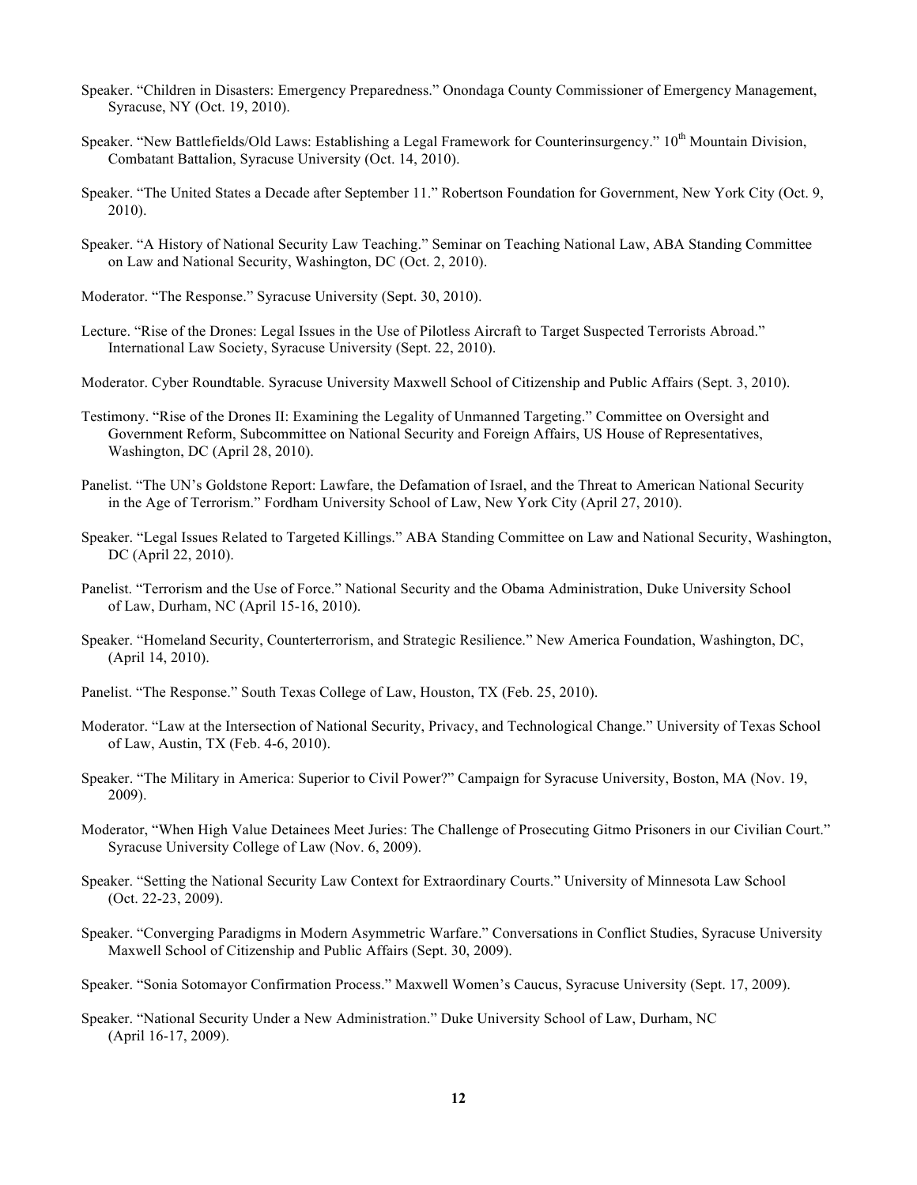Speaker. “Children in Disasters: Emergency Preparedness.” Onondaga County Commissioner of Emergency Management, Syracuse, NY (Oct. 19, 2010).

Speaker. “New Battlefields/Old Laws: Establishing a Legal Framework for Counterinsurgency.” 10th Mountain Division, Combatant Battalion, Syracuse University (Oct. 14, 2010).

Speaker. “The United States a Decade after September 11.” Robertson Foundation for Government, New York City (Oct. 9, 2010).

Speaker. “A History of National Security Law Teaching.” Seminar on Teaching National Law, ABA Standing Committee on Law and National Security, Washington, DC (Oct. 2, 2010).

Moderator. “The Response.” Syracuse University (Sept. 30, 2010).

Lecture. “Rise of the Drones: Legal Issues in the Use of Pilotless Aircraft to Target Suspected Terrorists Abroad.” International Law Society, Syracuse University (Sept. 22, 2010).

Moderator. Cyber Roundtable. Syracuse University Maxwell School of Citizenship and Public Affairs (Sept. 3, 2010).

Testimony. “Rise of the Drones II: Examining the Legality of Unmanned Targeting.” Committee on Oversight and Government Reform, Subcommittee on National Security and Foreign Affairs, US House of Representatives, Washington, DC (April 28, 2010).

Panelist. “The UN’s Goldstone Report: Lawfare, the Defamation of Israel, and the Threat to American National Security in the Age of Terrorism.” Fordham University School of Law, New York City (April 27, 2010).

Speaker. “Legal Issues Related to Targeted Killings.” ABA Standing Committee on Law and National Security, Washington, DC (April 22, 2010).

Panelist. “Terrorism and the Use of Force.” National Security and the Obama Administration, Duke University School of Law, Durham, NC (April 15-16, 2010).

Speaker. “Homeland Security, Counterterrorism, and Strategic Resilience.” New America Foundation, Washington, DC, (April 14, 2010).

Panelist. “The Response.” South Texas College of Law, Houston, TX (Feb. 25, 2010).

Moderator. “Law at the Intersection of National Security, Privacy, and Technological Change.” University of Texas School of Law, Austin, TX (Feb. 4-6, 2010).

Speaker. “The Military in America: Superior to Civil Power?” Campaign for Syracuse University, Boston, MA (Nov. 19, 2009).

Moderator, “When High Value Detainees Meet Juries: The Challenge of Prosecuting Gitmo Prisoners in our Civilian Court.” Syracuse University College of Law (Nov. 6, 2009).

Speaker. “Setting the National Security Law Context for Extraordinary Courts.” University of Minnesota Law School (Oct. 22-23, 2009).

Speaker. “Converging Paradigms in Modern Asymmetric Warfare.” Conversations in Conflict Studies, Syracuse University Maxwell School of Citizenship and Public Affairs (Sept. 30, 2009).

Speaker. “Sonia Sotomayor Confirmation Process.” Maxwell Women’s Caucus, Syracuse University (Sept. 17, 2009).

Speaker. “National Security Under a New Administration.” Duke University School of Law, Durham, NC (April 16-17, 2009).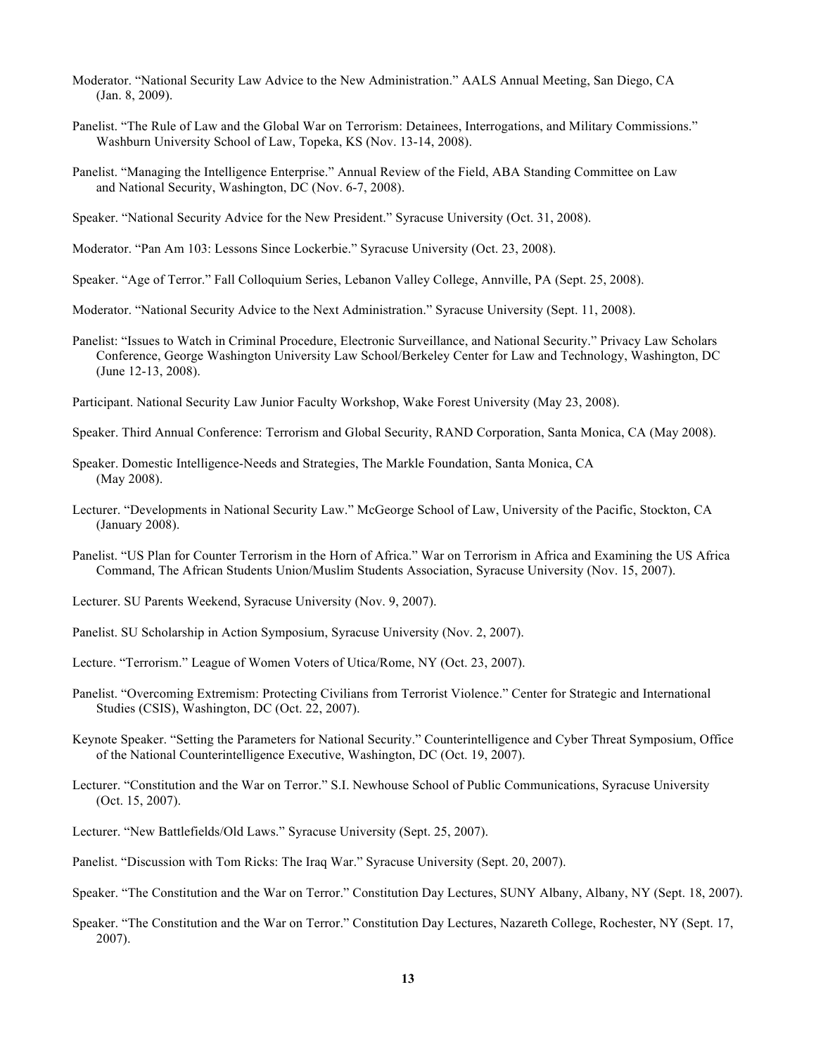Moderator. “National Security Law Advice to the New Administration.” AALS Annual Meeting, San Diego, CA (Jan. 8, 2009).

Panelist. “The Rule of Law and the Global War on Terrorism: Detainees, Interrogations, and Military Commissions.” Washburn University School of Law, Topeka, KS (Nov. 13-14, 2008).

Panelist. “Managing the Intelligence Enterprise.” Annual Review of the Field, ABA Standing Committee on Law and National Security, Washington, DC (Nov. 6-7, 2008).

Speaker. “National Security Advice for the New President.” Syracuse University (Oct. 31, 2008).

Moderator. “Pan Am 103: Lessons Since Lockerbie.” Syracuse University (Oct. 23, 2008).

Speaker. “Age of Terror.” Fall Colloquium Series, Lebanon Valley College, Annville, PA (Sept. 25, 2008).

Moderator. “National Security Advice to the Next Administration.” Syracuse University (Sept. 11, 2008).

Panelist: “Issues to Watch in Criminal Procedure, Electronic Surveillance, and National Security.” Privacy Law Scholars Conference, George Washington University Law School/Berkeley Center for Law and Technology, Washington, DC (June 12-13, 2008).

Participant. National Security Law Junior Faculty Workshop, Wake Forest University (May 23, 2008).

Speaker. Third Annual Conference: Terrorism and Global Security, RAND Corporation, Santa Monica, CA (May 2008).

Speaker. Domestic Intelligence-Needs and Strategies, The Markle Foundation, Santa Monica, CA (May 2008).

Lecturer. “Developments in National Security Law.” McGeorge School of Law, University of the Pacific, Stockton, CA (January 2008).

Panelist. “US Plan for Counter Terrorism in the Horn of Africa.” War on Terrorism in Africa and Examining the US Africa Command, The African Students Union/Muslim Students Association, Syracuse University (Nov. 15, 2007).

Lecturer. SU Parents Weekend, Syracuse University (Nov. 9, 2007).

Panelist. SU Scholarship in Action Symposium, Syracuse University (Nov. 2, 2007).

Lecture. “Terrorism.” League of Women Voters of Utica/Rome, NY (Oct. 23, 2007).

Panelist. “Overcoming Extremism: Protecting Civilians from Terrorist Violence.” Center for Strategic and International Studies (CSIS), Washington, DC (Oct. 22, 2007).

Keynote Speaker. “Setting the Parameters for National Security.” Counterintelligence and Cyber Threat Symposium, Office of the National Counterintelligence Executive, Washington, DC (Oct. 19, 2007).

Lecturer. “Constitution and the War on Terror.” S.I. Newhouse School of Public Communications, Syracuse University (Oct. 15, 2007).

Lecturer. “New Battlefields/Old Laws.” Syracuse University (Sept. 25, 2007).

Panelist. “Discussion with Tom Ricks: The Iraq War.” Syracuse University (Sept. 20, 2007).

Speaker. “The Constitution and the War on Terror.” Constitution Day Lectures, SUNY Albany, Albany, NY (Sept. 18, 2007).

Speaker. “The Constitution and the War on Terror.” Constitution Day Lectures, Nazareth College, Rochester, NY (Sept. 17, 2007).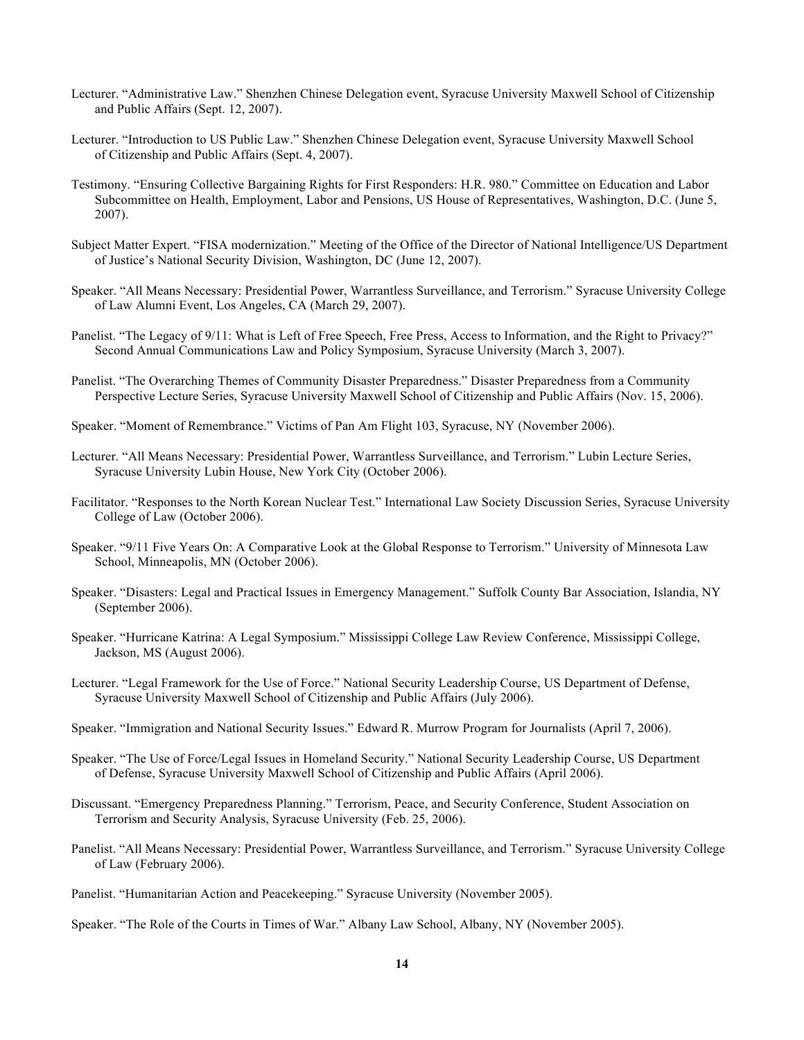Lecturer. "Administrative Law." Shenzhen Chinese Delegation event, Syracuse University Maxwell School of Citizenship and Public Affairs (Sept. 12, 2007).

Lecturer. "Introduction to US Public Law." Shenzhen Chinese Delegation event, Syracuse University Maxwell School of Citizenship and Public Affairs (Sept. 4, 2007).

Testimony. "Ensuring Collective Bargaining Rights for First Responders: H.R. 980." Committee on Education and Labor Subcommittee on Health, Employment, Labor and Pensions, US House of Representatives, Washington, D.C. (June 5, 2007).

Subject Matter Expert. "FISA modernization." Meeting of the Office of the Director of National Intelligence/US Department of Justice's National Security Division, Washington, DC (June 12, 2007).

Speaker. "All Means Necessary: Presidential Power, Warrantless Surveillance, and Terrorism." Syracuse University College of Law Alumni Event, Los Angeles, CA (March 29, 2007).

Panelist. "The Legacy of 9/11: What is Left of Free Speech, Free Press, Access to Information, and the Right to Privacy?" Second Annual Communications Law and Policy Symposium, Syracuse University (March 3, 2007).

Panelist. "The Overarching Themes of Community Disaster Preparedness." Disaster Preparedness from a Community Perspective Lecture Series, Syracuse University Maxwell School of Citizenship and Public Affairs (Nov. 15, 2006).

Speaker. "Moment of Remembrance." Victims of Pan Am Flight 103, Syracuse, NY (November 2006).

Lecturer. "All Means Necessary: Presidential Power, Warrantless Surveillance, and Terrorism." Lubin Lecture Series, Syracuse University Lubin House, New York City (October 2006).

Facilitator. "Responses to the North Korean Nuclear Test." International Law Society Discussion Series, Syracuse University College of Law (October 2006).

Speaker. "9/11 Five Years On: A Comparative Look at the Global Response to Terrorism." University of Minnesota Law School, Minneapolis, MN (October 2006).

Speaker. "Disasters: Legal and Practical Issues in Emergency Management." Suffolk County Bar Association, Islandia, NY (September 2006).

Speaker. "Hurricane Katrina: A Legal Symposium." Mississippi College Law Review Conference, Mississippi College, Jackson, MS (August 2006).

Lecturer. "Legal Framework for the Use of Force." National Security Leadership Course, US Department of Defense, Syracuse University Maxwell School of Citizenship and Public Affairs (July 2006).

Speaker. "Immigration and National Security Issues." Edward R. Murrow Program for Journalists (April 7, 2006).

Speaker. "The Use of Force/Legal Issues in Homeland Security." National Security Leadership Course, US Department of Defense, Syracuse University Maxwell School of Citizenship and Public Affairs (April 2006).

Discussant. "Emergency Preparedness Planning." Terrorism, Peace, and Security Conference, Student Association on Terrorism and Security Analysis, Syracuse University (Feb. 25, 2006).

Panelist. "All Means Necessary: Presidential Power, Warrantless Surveillance, and Terrorism." Syracuse University College of Law (February 2006).

Panelist. "Humanitarian Action and Peacekeeping." Syracuse University (November 2005).

Speaker. "The Role of the Courts in Times of War." Albany Law School, Albany, NY (November 2005).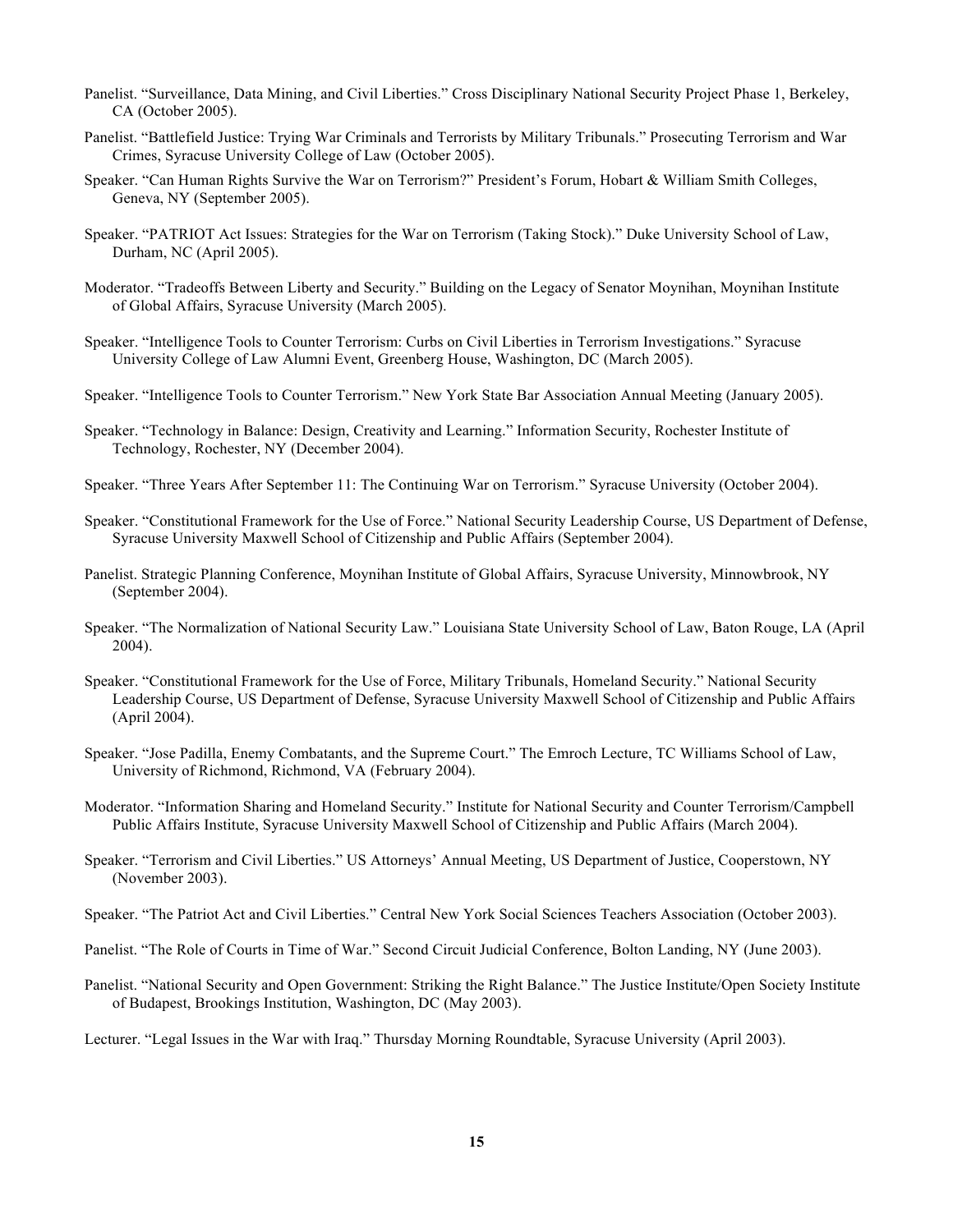Panelist. “Surveillance, Data Mining, and Civil Liberties.” Cross Disciplinary National Security Project Phase 1, Berkeley, CA (October 2005).

Panelist. “Battlefield Justice: Trying War Criminals and Terrorists by Military Tribunals.” Prosecuting Terrorism and War Crimes, Syracuse University College of Law (October 2005).

Speaker. “Can Human Rights Survive the War on Terrorism?” President’s Forum, Hobart & William Smith Colleges, Geneva, NY (September 2005).

Speaker. “PATRIOT Act Issues: Strategies for the War on Terrorism (Taking Stock).” Duke University School of Law, Durham, NC (April 2005).

Moderator. “Tradeoffs Between Liberty and Security.” Building on the Legacy of Senator Moynihan, Moynihan Institute of Global Affairs, Syracuse University (March 2005).

Speaker. “Intelligence Tools to Counter Terrorism: Curbs on Civil Liberties in Terrorism Investigations.” Syracuse University College of Law Alumni Event, Greenberg House, Washington, DC (March 2005).

Speaker. “Intelligence Tools to Counter Terrorism.” New York State Bar Association Annual Meeting (January 2005).

Speaker. “Technology in Balance: Design, Creativity and Learning.” Information Security, Rochester Institute of Technology, Rochester, NY (December 2004).

Speaker. “Three Years After September 11: The Continuing War on Terrorism.” Syracuse University (October 2004).

Speaker. “Constitutional Framework for the Use of Force.” National Security Leadership Course, US Department of Defense, Syracuse University Maxwell School of Citizenship and Public Affairs (September 2004).

Panelist. Strategic Planning Conference, Moynihan Institute of Global Affairs, Syracuse University, Minnowbrook, NY (September 2004).

Speaker. “The Normalization of National Security Law.” Louisiana State University School of Law, Baton Rouge, LA (April 2004).

Speaker. “Constitutional Framework for the Use of Force, Military Tribunals, Homeland Security.” National Security Leadership Course, US Department of Defense, Syracuse University Maxwell School of Citizenship and Public Affairs (April 2004).

Speaker. “Jose Padilla, Enemy Combatants, and the Supreme Court.” The Emroch Lecture, TC Williams School of Law, University of Richmond, Richmond, VA (February 2004).

Moderator. “Information Sharing and Homeland Security.” Institute for National Security and Counter Terrorism/Campbell Public Affairs Institute, Syracuse University Maxwell School of Citizenship and Public Affairs (March 2004).

Speaker. “Terrorism and Civil Liberties.” US Attorneys’ Annual Meeting, US Department of Justice, Cooperstown, NY (November 2003).

Speaker. “The Patriot Act and Civil Liberties.” Central New York Social Sciences Teachers Association (October 2003).

Panelist. “The Role of Courts in Time of War.” Second Circuit Judicial Conference, Bolton Landing, NY (June 2003).

Panelist. “National Security and Open Government: Striking the Right Balance.” The Justice Institute/Open Society Institute of Budapest, Brookings Institution, Washington, DC (May 2003).

Lecturer. “Legal Issues in the War with Iraq.” Thursday Morning Roundtable, Syracuse University (April 2003).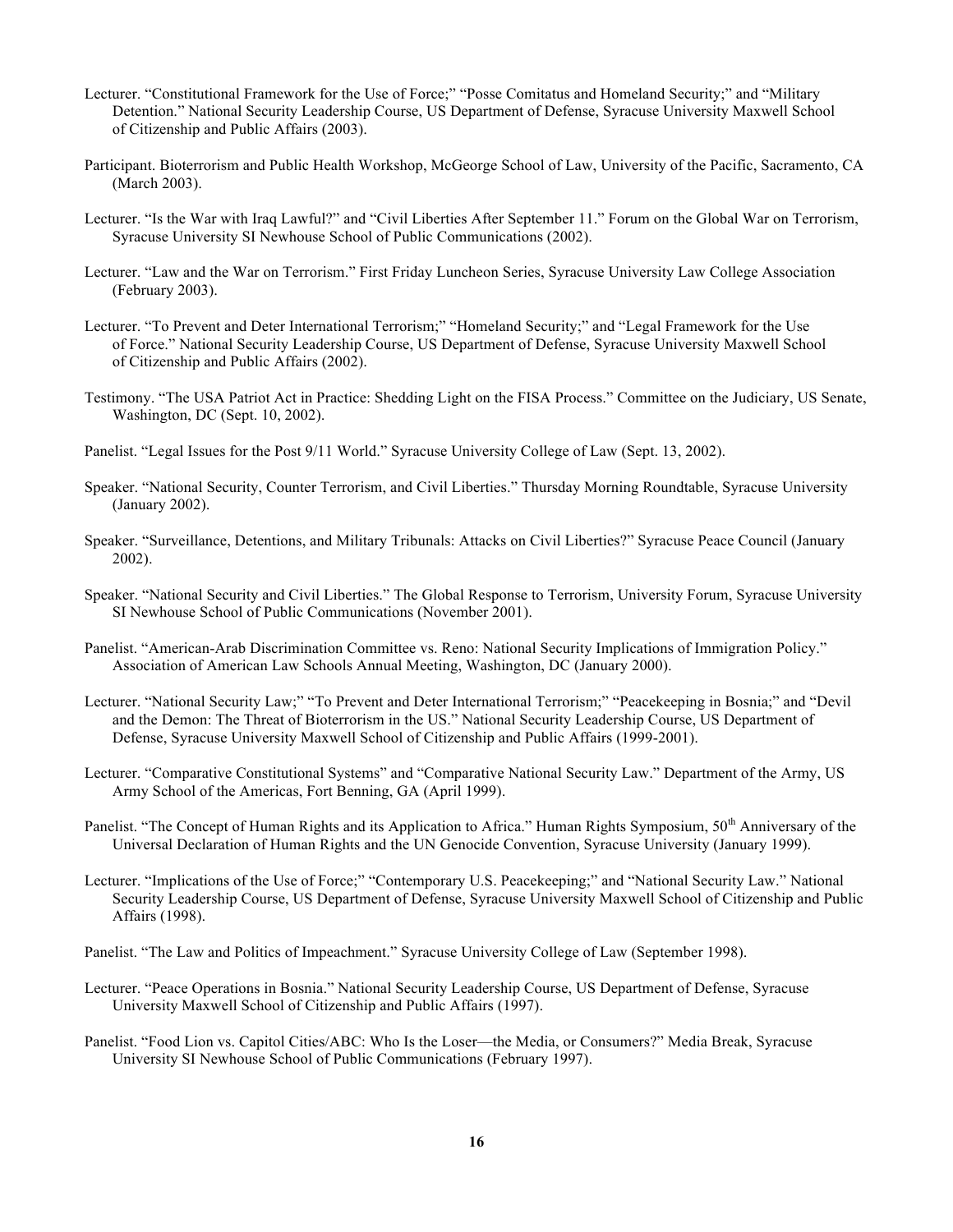Lecturer. "Constitutional Framework for the Use of Force;" "Posse Comitatus and Homeland Security;" and "Military Detention." National Security Leadership Course, US Department of Defense, Syracuse University Maxwell School of Citizenship and Public Affairs (2003).

Participant. Bioterrorism and Public Health Workshop, McGeorge School of Law, University of the Pacific, Sacramento, CA (March 2003).

Lecturer. "Is the War with Iraq Lawful?" and "Civil Liberties After September 11." Forum on the Global War on Terrorism, Syracuse University SI Newhouse School of Public Communications (2002).

Lecturer. "Law and the War on Terrorism." First Friday Luncheon Series, Syracuse University Law College Association (February 2003).

Lecturer. "To Prevent and Deter International Terrorism;" "Homeland Security;" and "Legal Framework for the Use of Force." National Security Leadership Course, US Department of Defense, Syracuse University Maxwell School of Citizenship and Public Affairs (2002).

Testimony. "The USA Patriot Act in Practice: Shedding Light on the FISA Process." Committee on the Judiciary, US Senate, Washington, DC (Sept. 10, 2002).

Panelist. "Legal Issues for the Post 9/11 World." Syracuse University College of Law (Sept. 13, 2002).

Speaker. "National Security, Counter Terrorism, and Civil Liberties." Thursday Morning Roundtable, Syracuse University (January 2002).

Speaker. "Surveillance, Detentions, and Military Tribunals: Attacks on Civil Liberties?" Syracuse Peace Council (January 2002).

Speaker. "National Security and Civil Liberties." The Global Response to Terrorism, University Forum, Syracuse University SI Newhouse School of Public Communications (November 2001).

Panelist. "American-Arab Discrimination Committee vs. Reno: National Security Implications of Immigration Policy." Association of American Law Schools Annual Meeting, Washington, DC (January 2000).

Lecturer. "National Security Law;" "To Prevent and Deter International Terrorism;" "Peacekeeping in Bosnia;" and "Devil and the Demon: The Threat of Bioterrorism in the US." National Security Leadership Course, US Department of Defense, Syracuse University Maxwell School of Citizenship and Public Affairs (1999-2001).

Lecturer. "Comparative Constitutional Systems" and "Comparative National Security Law." Department of the Army, US Army School of the Americas, Fort Benning, GA (April 1999).

Panelist. "The Concept of Human Rights and its Application to Africa." Human Rights Symposium, 50th Anniversary of the Universal Declaration of Human Rights and the UN Genocide Convention, Syracuse University (January 1999).

Lecturer. "Implications of the Use of Force;" "Contemporary U.S. Peacekeeping;" and "National Security Law." National Security Leadership Course, US Department of Defense, Syracuse University Maxwell School of Citizenship and Public Affairs (1998).

Panelist. "The Law and Politics of Impeachment." Syracuse University College of Law (September 1998).

Lecturer. "Peace Operations in Bosnia." National Security Leadership Course, US Department of Defense, Syracuse University Maxwell School of Citizenship and Public Affairs (1997).

Panelist. "Food Lion vs. Capitol Cities/ABC: Who Is the Loser—the Media, or Consumers?" Media Break, Syracuse University SI Newhouse School of Public Communications (February 1997).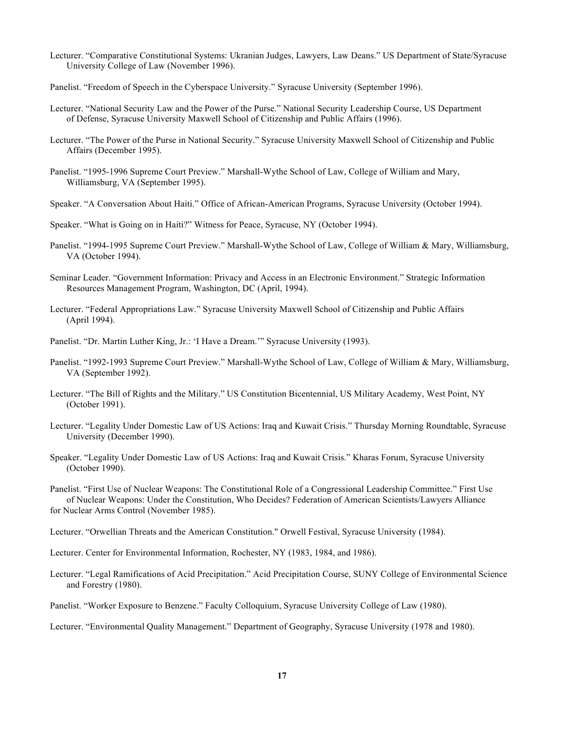Lecturer. “Comparative Constitutional Systems: Ukranian Judges, Lawyers, Law Deans.” US Department of State/Syracuse University College of Law (November 1996).

Panelist. “Freedom of Speech in the Cyberspace University.” Syracuse University (September 1996).

Lecturer. “National Security Law and the Power of the Purse.” National Security Leadership Course, US Department of Defense, Syracuse University Maxwell School of Citizenship and Public Affairs (1996).

Lecturer. “The Power of the Purse in National Security.” Syracuse University Maxwell School of Citizenship and Public Affairs (December 1995).

Panelist. “1995-1996 Supreme Court Preview.” Marshall-Wythe School of Law, College of William and Mary, Williamsburg, VA (September 1995).

Speaker. “A Conversation About Haiti.” Office of African-American Programs, Syracuse University (October 1994).

Speaker. “What is Going on in Haiti?” Witness for Peace, Syracuse, NY (October 1994).

Panelist. “1994-1995 Supreme Court Preview.” Marshall-Wythe School of Law, College of William & Mary, Williamsburg, VA (October 1994).

Seminar Leader. “Government Information: Privacy and Access in an Electronic Environment.” Strategic Information Resources Management Program, Washington, DC (April, 1994).

Lecturer. “Federal Appropriations Law.” Syracuse University Maxwell School of Citizenship and Public Affairs (April 1994).

Panelist. “Dr. Martin Luther King, Jr.: ‘I Have a Dream.’” Syracuse University (1993).

Panelist. “1992-1993 Supreme Court Preview.” Marshall-Wythe School of Law, College of William & Mary, Williamsburg, VA (September 1992).

Lecturer. “The Bill of Rights and the Military.” US Constitution Bicentennial, US Military Academy, West Point, NY (October 1991).

Lecturer. “Legality Under Domestic Law of US Actions: Iraq and Kuwait Crisis.” Thursday Morning Roundtable, Syracuse University (December 1990).

Speaker. “Legality Under Domestic Law of US Actions: Iraq and Kuwait Crisis.” Kharas Forum, Syracuse University (October 1990).

Panelist. “First Use of Nuclear Weapons: The Constitutional Role of a Congressional Leadership Committee.” First Use of Nuclear Weapons: Under the Constitution, Who Decides? Federation of American Scientists/Lawyers Alliance for Nuclear Arms Control (November 1985).

Lecturer. “Orwellian Threats and the American Constitution." Orwell Festival, Syracuse University (1984).

Lecturer. Center for Environmental Information, Rochester, NY (1983, 1984, and 1986).

Lecturer. “Legal Ramifications of Acid Precipitation.” Acid Precipitation Course, SUNY College of Environmental Science and Forestry (1980).

Panelist. “Worker Exposure to Benzene.” Faculty Colloquium, Syracuse University College of Law (1980).

Lecturer. “Environmental Quality Management.” Department of Geography, Syracuse University (1978 and 1980).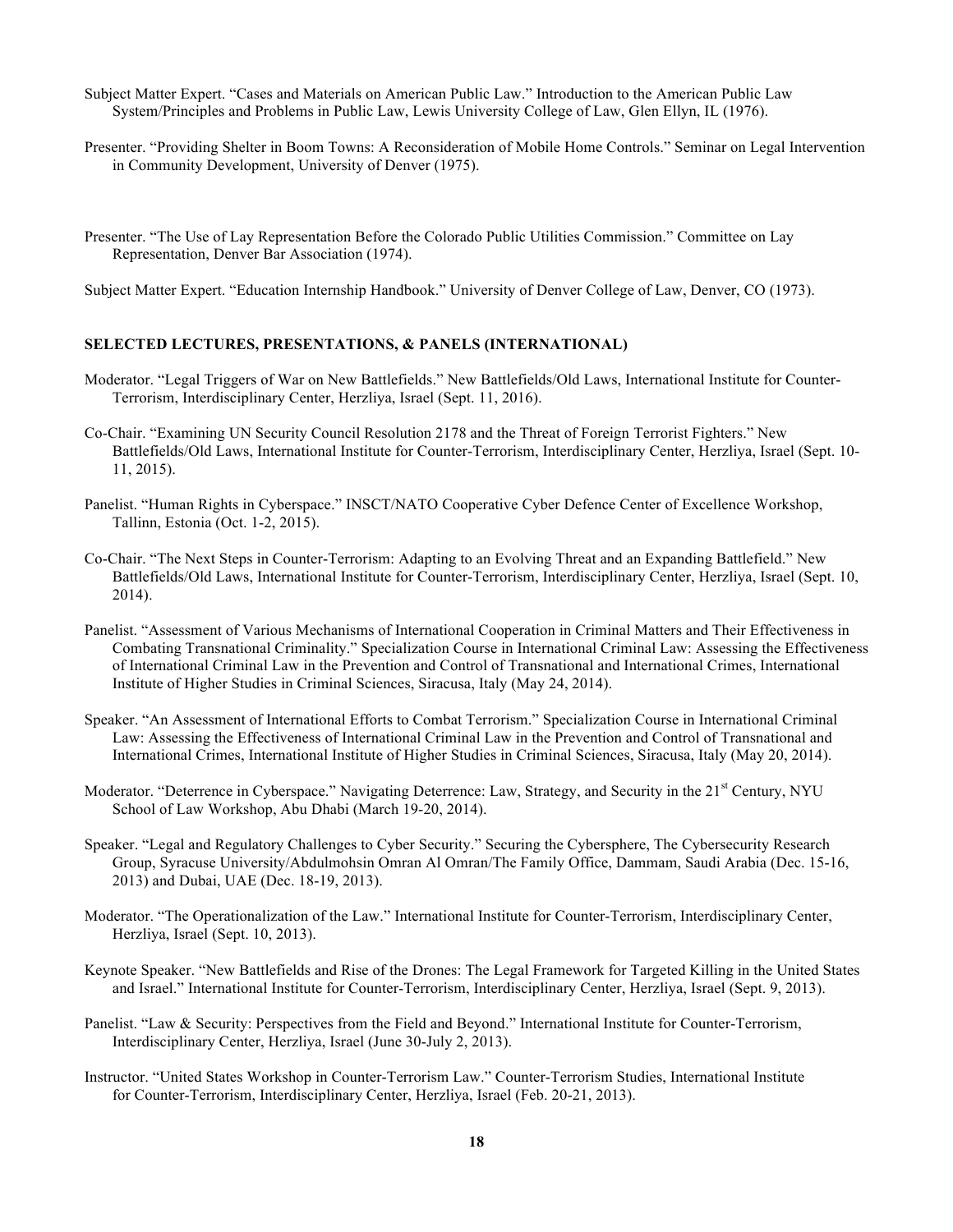Subject Matter Expert. "Cases and Materials on American Public Law." Introduction to the American Public Law System/Principles and Problems in Public Law, Lewis University College of Law, Glen Ellyn, IL (1976).

Presenter. "Providing Shelter in Boom Towns: A Reconsideration of Mobile Home Controls." Seminar on Legal Intervention in Community Development, University of Denver (1975).

Presenter. "The Use of Lay Representation Before the Colorado Public Utilities Commission." Committee on Lay Representation, Denver Bar Association (1974).

Subject Matter Expert. "Education Internship Handbook." University of Denver College of Law, Denver, CO (1973).

**SELECTED LECTURES, PRESENTATIONS, & PANELS (INTERNATIONAL)**

Moderator. "Legal Triggers of War on New Battlefields." New Battlefields/Old Laws, International Institute for Counter-Terrorism, Interdisciplinary Center, Herzliya, Israel (Sept. 11, 2016).

Co-Chair. "Examining UN Security Council Resolution 2178 and the Threat of Foreign Terrorist Fighters." New Battlefields/Old Laws, International Institute for Counter-Terrorism, Interdisciplinary Center, Herzliya, Israel (Sept. 10-11, 2015).

Panelist. "Human Rights in Cyberspace." INSCT/NATO Cooperative Cyber Defence Center of Excellence Workshop, Tallinn, Estonia (Oct. 1-2, 2015).

Co-Chair. "The Next Steps in Counter-Terrorism: Adapting to an Evolving Threat and an Expanding Battlefield." New Battlefields/Old Laws, International Institute for Counter-Terrorism, Interdisciplinary Center, Herzliya, Israel (Sept. 10, 2014).

Panelist. "Assessment of Various Mechanisms of International Cooperation in Criminal Matters and Their Effectiveness in Combating Transnational Criminality." Specialization Course in International Criminal Law: Assessing the Effectiveness of International Criminal Law in the Prevention and Control of Transnational and International Crimes, International Institute of Higher Studies in Criminal Sciences, Siracusa, Italy (May 24, 2014).

Speaker. "An Assessment of International Efforts to Combat Terrorism." Specialization Course in International Criminal Law: Assessing the Effectiveness of International Criminal Law in the Prevention and Control of Transnational and International Crimes, International Institute of Higher Studies in Criminal Sciences, Siracusa, Italy (May 20, 2014).

Moderator. "Deterrence in Cyberspace." Navigating Deterrence: Law, Strategy, and Security in the 21st Century, NYU School of Law Workshop, Abu Dhabi (March 19-20, 2014).

Speaker. "Legal and Regulatory Challenges to Cyber Security." Securing the Cybersphere, The Cybersecurity Research Group, Syracuse University/Abdulmohsin Omran Al Omran/The Family Office, Dammam, Saudi Arabia (Dec. 15-16, 2013) and Dubai, UAE (Dec. 18-19, 2013).

Moderator. "The Operationalization of the Law." International Institute for Counter-Terrorism, Interdisciplinary Center, Herzliya, Israel (Sept. 10, 2013).

Keynote Speaker. "New Battlefields and Rise of the Drones: The Legal Framework for Targeted Killing in the United States and Israel." International Institute for Counter-Terrorism, Interdisciplinary Center, Herzliya, Israel (Sept. 9, 2013).

Panelist. "Law & Security: Perspectives from the Field and Beyond." International Institute for Counter-Terrorism, Interdisciplinary Center, Herzliya, Israel (June 30-July 2, 2013).

Instructor. "United States Workshop in Counter-Terrorism Law." Counter-Terrorism Studies, International Institute for Counter-Terrorism, Interdisciplinary Center, Herzliya, Israel (Feb. 20-21, 2013).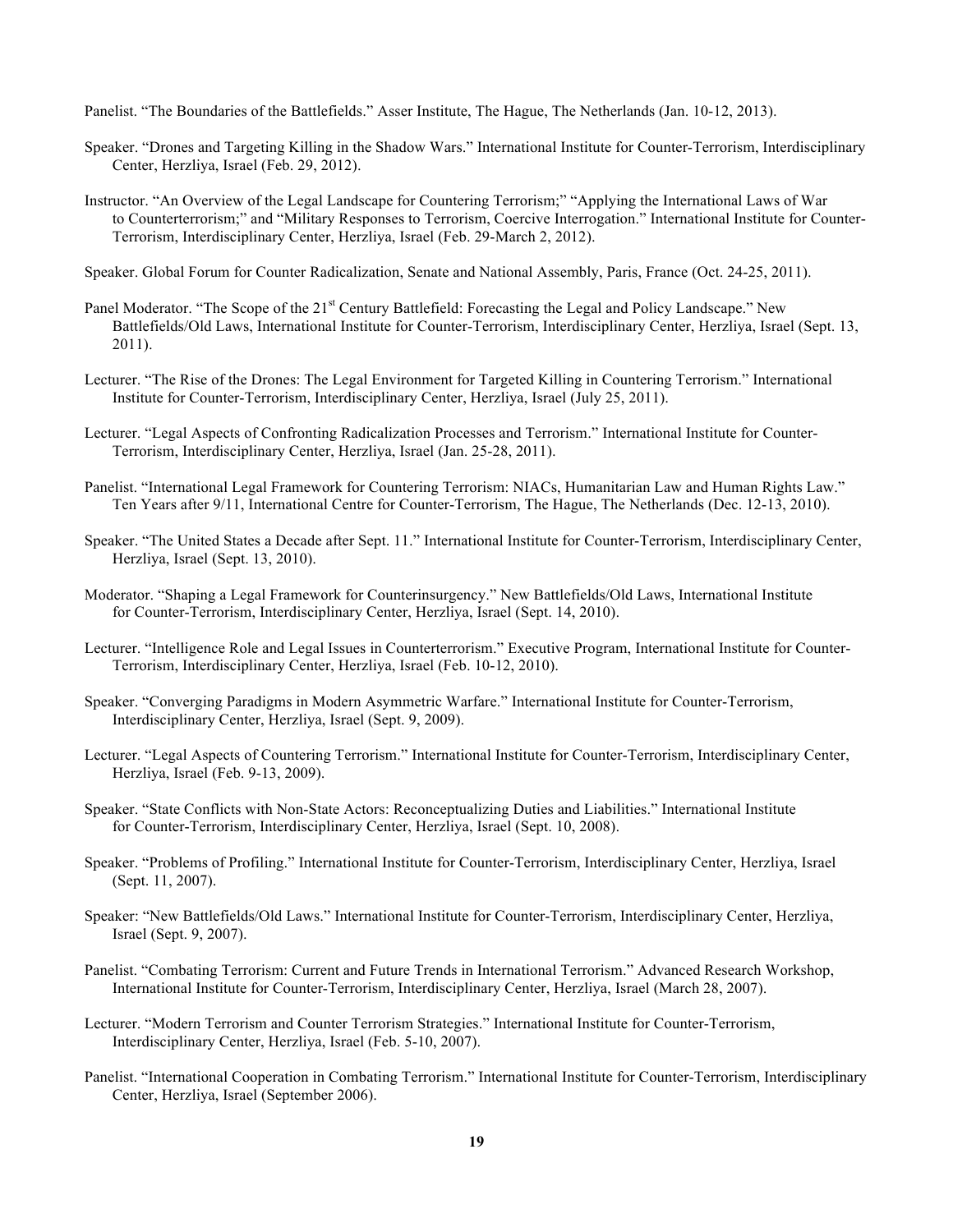Panelist. "The Boundaries of the Battlefields." Asser Institute, The Hague, The Netherlands (Jan. 10-12, 2013).

Speaker. "Drones and Targeting Killing in the Shadow Wars." International Institute for Counter-Terrorism, Interdisciplinary Center, Herzliya, Israel (Feb. 29, 2012).

Instructor. "An Overview of the Legal Landscape for Countering Terrorism;" "Applying the International Laws of War to Counterterrorism;" and "Military Responses to Terrorism, Coercive Interrogation." International Institute for Counter-Terrorism, Interdisciplinary Center, Herzliya, Israel (Feb. 29-March 2, 2012).

Speaker. Global Forum for Counter Radicalization, Senate and National Assembly, Paris, France (Oct. 24-25, 2011).

Panel Moderator. "The Scope of the 21st Century Battlefield: Forecasting the Legal and Policy Landscape." New Battlefields/Old Laws, International Institute for Counter-Terrorism, Interdisciplinary Center, Herzliya, Israel (Sept. 13, 2011).

Lecturer. "The Rise of the Drones: The Legal Environment for Targeted Killing in Countering Terrorism." International Institute for Counter-Terrorism, Interdisciplinary Center, Herzliya, Israel (July 25, 2011).

Lecturer. "Legal Aspects of Confronting Radicalization Processes and Terrorism." International Institute for Counter-Terrorism, Interdisciplinary Center, Herzliya, Israel (Jan. 25-28, 2011).

Panelist. "International Legal Framework for Countering Terrorism: NIACs, Humanitarian Law and Human Rights Law." Ten Years after 9/11, International Centre for Counter-Terrorism, The Hague, The Netherlands (Dec. 12-13, 2010).

Speaker. "The United States a Decade after Sept. 11." International Institute for Counter-Terrorism, Interdisciplinary Center, Herzliya, Israel (Sept. 13, 2010).

Moderator. "Shaping a Legal Framework for Counterinsurgency." New Battlefields/Old Laws, International Institute for Counter-Terrorism, Interdisciplinary Center, Herzliya, Israel (Sept. 14, 2010).

Lecturer. "Intelligence Role and Legal Issues in Counterterrorism." Executive Program, International Institute for Counter-Terrorism, Interdisciplinary Center, Herzliya, Israel (Feb. 10-12, 2010).

Speaker. "Converging Paradigms in Modern Asymmetric Warfare." International Institute for Counter-Terrorism, Interdisciplinary Center, Herzliya, Israel (Sept. 9, 2009).

Lecturer. "Legal Aspects of Countering Terrorism." International Institute for Counter-Terrorism, Interdisciplinary Center, Herzliya, Israel (Feb. 9-13, 2009).

Speaker. "State Conflicts with Non-State Actors: Reconceptualizing Duties and Liabilities." International Institute for Counter-Terrorism, Interdisciplinary Center, Herzliya, Israel (Sept. 10, 2008).

Speaker. "Problems of Profiling." International Institute for Counter-Terrorism, Interdisciplinary Center, Herzliya, Israel (Sept. 11, 2007).

Speaker: "New Battlefields/Old Laws." International Institute for Counter-Terrorism, Interdisciplinary Center, Herzliya, Israel (Sept. 9, 2007).

Panelist. "Combating Terrorism: Current and Future Trends in International Terrorism." Advanced Research Workshop, International Institute for Counter-Terrorism, Interdisciplinary Center, Herzliya, Israel (March 28, 2007).

Lecturer. "Modern Terrorism and Counter Terrorism Strategies." International Institute for Counter-Terrorism, Interdisciplinary Center, Herzliya, Israel (Feb. 5-10, 2007).

Panelist. "International Cooperation in Combating Terrorism." International Institute for Counter-Terrorism, Interdisciplinary Center, Herzliya, Israel (September 2006).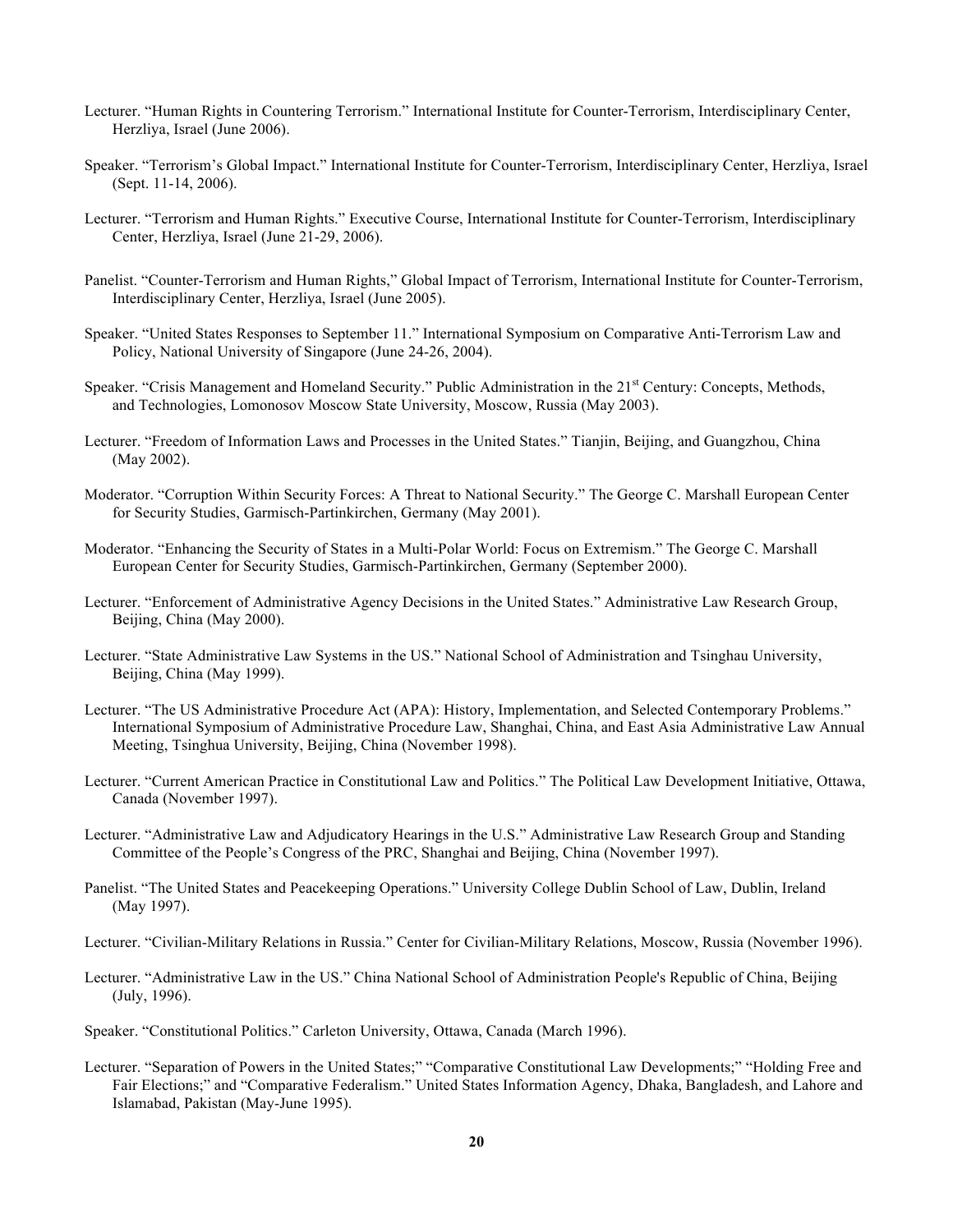Lecturer. "Human Rights in Countering Terrorism." International Institute for Counter-Terrorism, Interdisciplinary Center, Herzliya, Israel (June 2006).

Speaker. "Terrorism's Global Impact." International Institute for Counter-Terrorism, Interdisciplinary Center, Herzliya, Israel (Sept. 11-14, 2006).

Lecturer. "Terrorism and Human Rights." Executive Course, International Institute for Counter-Terrorism, Interdisciplinary Center, Herzliya, Israel (June 21-29, 2006).

Panelist. "Counter-Terrorism and Human Rights," Global Impact of Terrorism, International Institute for Counter-Terrorism, Interdisciplinary Center, Herzliya, Israel (June 2005).

Speaker. "United States Responses to September 11." International Symposium on Comparative Anti-Terrorism Law and Policy, National University of Singapore (June 24-26, 2004).

Speaker. "Crisis Management and Homeland Security." Public Administration in the 21st Century: Concepts, Methods, and Technologies, Lomonosov Moscow State University, Moscow, Russia (May 2003).

Lecturer. "Freedom of Information Laws and Processes in the United States." Tianjin, Beijing, and Guangzhou, China (May 2002).

Moderator. "Corruption Within Security Forces: A Threat to National Security." The George C. Marshall European Center for Security Studies, Garmisch-Partinkirchen, Germany (May 2001).

Moderator. "Enhancing the Security of States in a Multi-Polar World: Focus on Extremism." The George C. Marshall European Center for Security Studies, Garmisch-Partinkirchen, Germany (September 2000).

Lecturer. "Enforcement of Administrative Agency Decisions in the United States." Administrative Law Research Group, Beijing, China (May 2000).

Lecturer. "State Administrative Law Systems in the US." National School of Administration and Tsinghau University, Beijing, China (May 1999).

Lecturer. "The US Administrative Procedure Act (APA): History, Implementation, and Selected Contemporary Problems." International Symposium of Administrative Procedure Law, Shanghai, China, and East Asia Administrative Law Annual Meeting, Tsinghua University, Beijing, China (November 1998).

Lecturer. "Current American Practice in Constitutional Law and Politics." The Political Law Development Initiative, Ottawa, Canada (November 1997).

Lecturer. "Administrative Law and Adjudicatory Hearings in the U.S." Administrative Law Research Group and Standing Committee of the People's Congress of the PRC, Shanghai and Beijing, China (November 1997).

Panelist. "The United States and Peacekeeping Operations." University College Dublin School of Law, Dublin, Ireland (May 1997).

Lecturer. "Civilian-Military Relations in Russia." Center for Civilian-Military Relations, Moscow, Russia (November 1996).

Lecturer. "Administrative Law in the US." China National School of Administration People's Republic of China, Beijing (July, 1996).

Speaker. "Constitutional Politics." Carleton University, Ottawa, Canada (March 1996).

Lecturer. "Separation of Powers in the United States;" "Comparative Constitutional Law Developments;" "Holding Free and Fair Elections;" and "Comparative Federalism." United States Information Agency, Dhaka, Bangladesh, and Lahore and Islamabad, Pakistan (May-June 1995).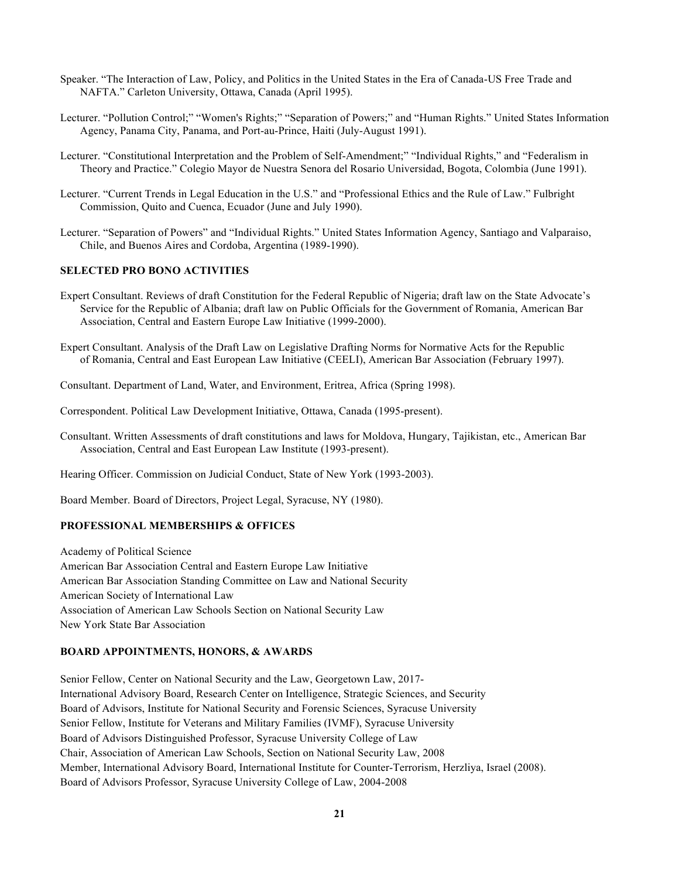Speaker. "The Interaction of Law, Policy, and Politics in the United States in the Era of Canada-US Free Trade and NAFTA." Carleton University, Ottawa, Canada (April 1995).

Lecturer. "Pollution Control;" "Women's Rights;" "Separation of Powers;" and "Human Rights." United States Information Agency, Panama City, Panama, and Port-au-Prince, Haiti (July-August 1991).

Lecturer. "Constitutional Interpretation and the Problem of Self-Amendment;" "Individual Rights," and "Federalism in Theory and Practice." Colegio Mayor de Nuestra Senora del Rosario Universidad, Bogota, Colombia (June 1991).

Lecturer. "Current Trends in Legal Education in the U.S." and "Professional Ethics and the Rule of Law." Fulbright Commission, Quito and Cuenca, Ecuador (June and July 1990).

Lecturer. "Separation of Powers" and "Individual Rights." United States Information Agency, Santiago and Valparaiso, Chile, and Buenos Aires and Cordoba, Argentina (1989-1990).

**SELECTED PRO BONO ACTIVITIES**

Expert Consultant. Reviews of draft Constitution for the Federal Republic of Nigeria; draft law on the State Advocate's Service for the Republic of Albania; draft law on Public Officials for the Government of Romania, American Bar Association, Central and Eastern Europe Law Initiative (1999-2000).

Expert Consultant. Analysis of the Draft Law on Legislative Drafting Norms for Normative Acts for the Republic of Romania, Central and East European Law Initiative (CEELI), American Bar Association (February 1997).

Consultant. Department of Land, Water, and Environment, Eritrea, Africa (Spring 1998).

Correspondent. Political Law Development Initiative, Ottawa, Canada (1995-present).

Consultant. Written Assessments of draft constitutions and laws for Moldova, Hungary, Tajikistan, etc., American Bar Association, Central and East European Law Institute (1993-present).

Hearing Officer. Commission on Judicial Conduct, State of New York (1993-2003).

Board Member. Board of Directors, Project Legal, Syracuse, NY (1980).

**PROFESSIONAL MEMBERSHIPS & OFFICES**

Academy of Political Science
American Bar Association Central and Eastern Europe Law Initiative
American Bar Association Standing Committee on Law and National Security
American Society of International Law
Association of American Law Schools Section on National Security Law
New York State Bar Association

**BOARD APPOINTMENTS, HONORS, & AWARDS**

Senior Fellow, Center on National Security and the Law, Georgetown Law, 2017-
International Advisory Board, Research Center on Intelligence, Strategic Sciences, and Security
Board of Advisors, Institute for National Security and Forensic Sciences, Syracuse University
Senior Fellow, Institute for Veterans and Military Families (IVMF), Syracuse University
Board of Advisors Distinguished Professor, Syracuse University College of Law
Chair, Association of American Law Schools, Section on National Security Law, 2008
Member, International Advisory Board, International Institute for Counter-Terrorism, Herzliya, Israel (2008).
Board of Advisors Professor, Syracuse University College of Law, 2004-2008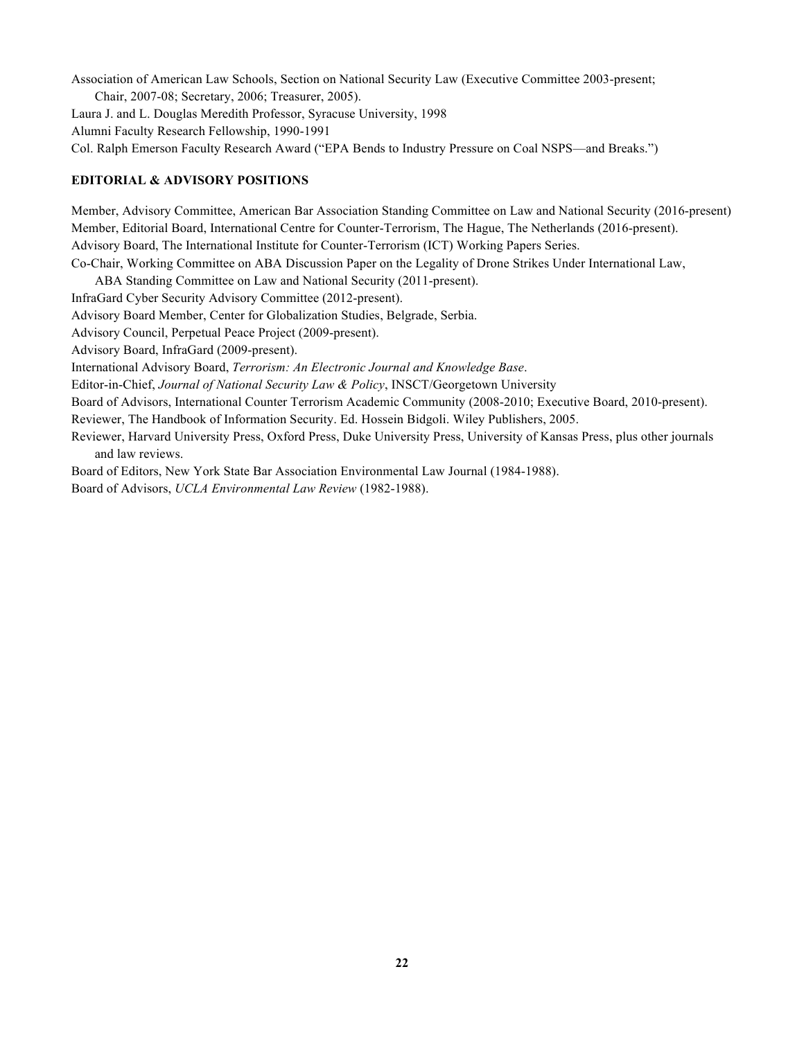Association of American Law Schools, Section on National Security Law (Executive Committee 2003-present; Chair, 2007-08; Secretary, 2006; Treasurer, 2005).

Laura J. and L. Douglas Meredith Professor, Syracuse University, 1998

Alumni Faculty Research Fellowship, 1990-1991

Col. Ralph Emerson Faculty Research Award ("EPA Bends to Industry Pressure on Coal NSPS—and Breaks.")

**EDITORIAL & ADVISORY POSITIONS**

Member, Advisory Committee, American Bar Association Standing Committee on Law and National Security (2016-present)

Member, Editorial Board, International Centre for Counter-Terrorism, The Hague, The Netherlands (2016-present).

Advisory Board, The International Institute for Counter-Terrorism (ICT) Working Papers Series.

Co-Chair, Working Committee on ABA Discussion Paper on the Legality of Drone Strikes Under International Law, ABA Standing Committee on Law and National Security (2011-present).

InfraGard Cyber Security Advisory Committee (2012-present).

Advisory Board Member, Center for Globalization Studies, Belgrade, Serbia.

Advisory Council, Perpetual Peace Project (2009-present).

Advisory Board, InfraGard (2009-present).

International Advisory Board, *Terrorism: An Electronic Journal and Knowledge Base*.

Editor-in-Chief, *Journal of National Security Law & Policy*, INSCT/Georgetown University

Board of Advisors, International Counter Terrorism Academic Community (2008-2010; Executive Board, 2010-present).

Reviewer, The Handbook of Information Security. Ed. Hossein Bidgoli. Wiley Publishers, 2005.

Reviewer, Harvard University Press, Oxford Press, Duke University Press, University of Kansas Press, plus other journals and law reviews.

Board of Editors, New York State Bar Association Environmental Law Journal (1984-1988).

Board of Advisors, *UCLA Environmental Law Review* (1982-1988).